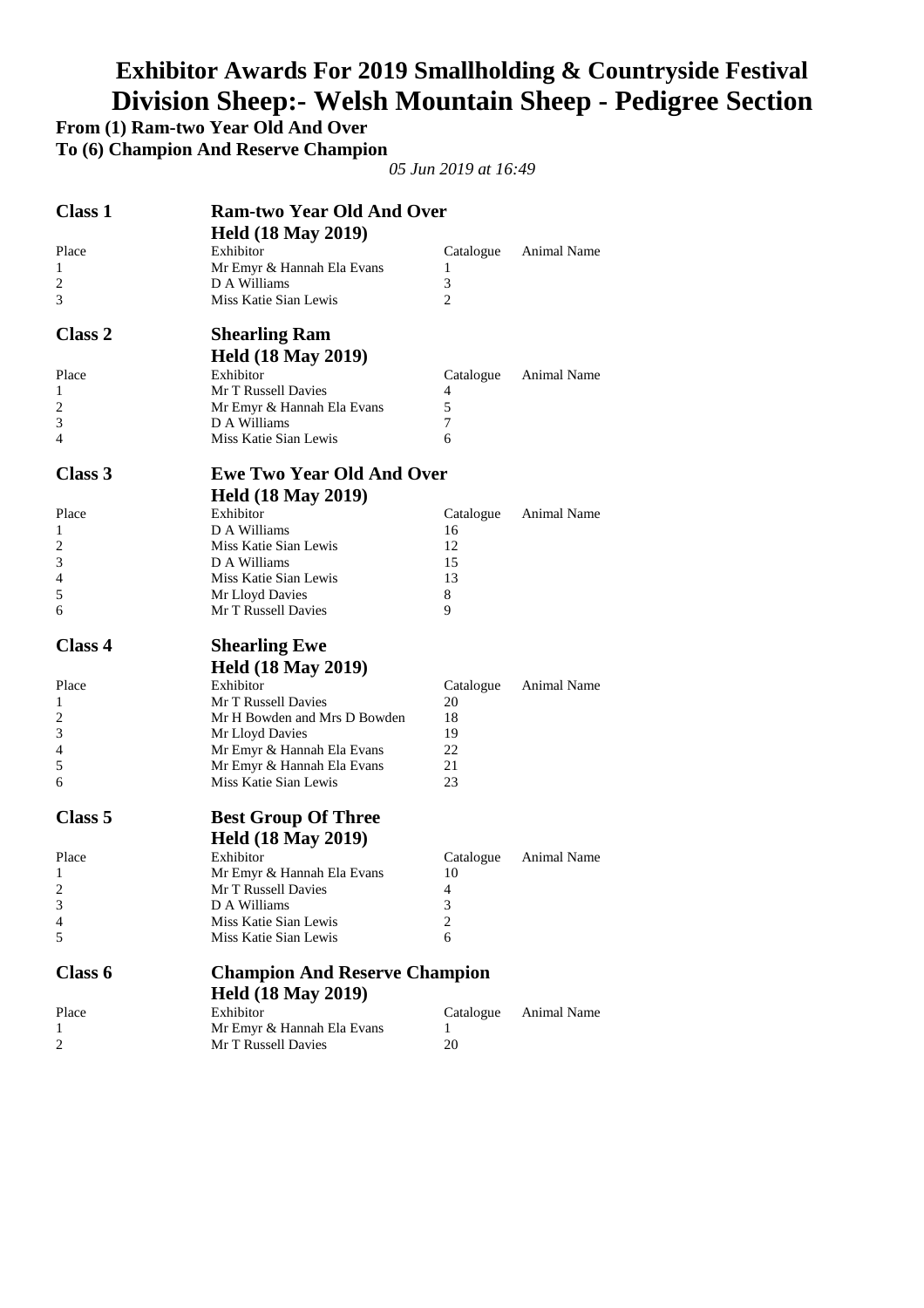# Exhibitor Awards For 2019 Smallholding & Countryside Festival
# Division Sheep:- Welsh Mountain Sheep - Pedigree Section

**From (1) Ram-two Year Old And Over**
**To (6) Champion And Reserve Champion**

*05 Jun 2019 at 16:49*

## Class 1 — Ram-two Year Old And Over

**Held (18 May 2019)**

| Place | Exhibitor | Catalogue | Animal Name |
|---|---|---|---|
| 1 | Mr Emyr & Hannah Ela Evans | 1 | |
| 2 | D A Williams | 3 | |
| 3 | Miss Katie Sian Lewis | 2 | |

## Class 2 — Shearling Ram

**Held (18 May 2019)**

| Place | Exhibitor | Catalogue | Animal Name |
|---|---|---|---|
| 1 | Mr T Russell Davies | 4 | |
| 2 | Mr Emyr & Hannah Ela Evans | 5 | |
| 3 | D A Williams | 7 | |
| 4 | Miss Katie Sian Lewis | 6 | |

## Class 3 — Ewe Two Year Old And Over

**Held (18 May 2019)**

| Place | Exhibitor | Catalogue | Animal Name |
|---|---|---|---|
| 1 | D A Williams | 16 | |
| 2 | Miss Katie Sian Lewis | 12 | |
| 3 | D A Williams | 15 | |
| 4 | Miss Katie Sian Lewis | 13 | |
| 5 | Mr Lloyd Davies | 8 | |
| 6 | Mr T Russell Davies | 9 | |

## Class 4 — Shearling Ewe

**Held (18 May 2019)**

| Place | Exhibitor | Catalogue | Animal Name |
|---|---|---|---|
| 1 | Mr T Russell Davies | 20 | |
| 2 | Mr H Bowden and Mrs D Bowden | 18 | |
| 3 | Mr Lloyd Davies | 19 | |
| 4 | Mr Emyr & Hannah Ela Evans | 22 | |
| 5 | Mr Emyr & Hannah Ela Evans | 21 | |
| 6 | Miss Katie Sian Lewis | 23 | |

## Class 5 — Best Group Of Three

**Held (18 May 2019)**

| Place | Exhibitor | Catalogue | Animal Name |
|---|---|---|---|
| 1 | Mr Emyr & Hannah Ela Evans | 10 | |
| 2 | Mr T Russell Davies | 4 | |
| 3 | D A Williams | 3 | |
| 4 | Miss Katie Sian Lewis | 2 | |
| 5 | Miss Katie Sian Lewis | 6 | |

## Class 6 — Champion And Reserve Champion

**Held (18 May 2019)**

| Place | Exhibitor | Catalogue | Animal Name |
|---|---|---|---|
| 1 | Mr Emyr & Hannah Ela Evans | 1 | |
| 2 | Mr T Russell Davies | 20 | |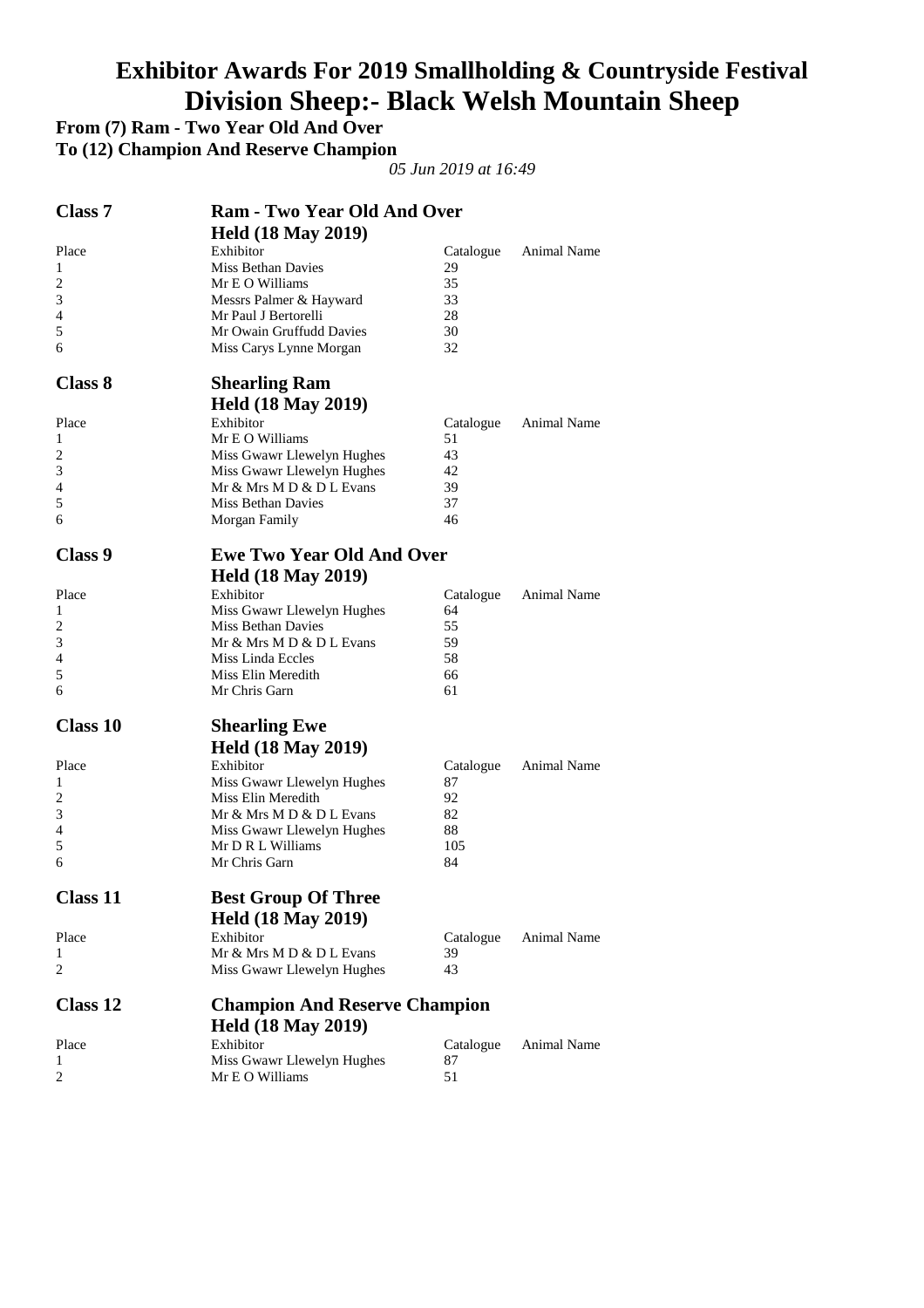# Exhibitor Awards For 2019 Smallholding & Countryside Festival
# Division Sheep:- Black Welsh Mountain Sheep

**From (7) Ram - Two Year Old And Over**
**To (12) Champion And Reserve Champion**

*05 Jun 2019 at 16:49*

## Class 7 — Ram - Two Year Old And Over
**Held (18 May 2019)**

| Place | Exhibitor | Catalogue | Animal Name |
|---|---|---|---|
| 1 | Miss Bethan Davies | 29 | |
| 2 | Mr E O Williams | 35 | |
| 3 | Messrs Palmer & Hayward | 33 | |
| 4 | Mr Paul J Bertorelli | 28 | |
| 5 | Mr Owain Gruffudd Davies | 30 | |
| 6 | Miss Carys Lynne Morgan | 32 | |

## Class 8 — Shearling Ram
**Held (18 May 2019)**

| Place | Exhibitor | Catalogue | Animal Name |
|---|---|---|---|
| 1 | Mr E O Williams | 51 | |
| 2 | Miss Gwawr Llewelyn Hughes | 43 | |
| 3 | Miss Gwawr Llewelyn Hughes | 42 | |
| 4 | Mr & Mrs M D & D L Evans | 39 | |
| 5 | Miss Bethan Davies | 37 | |
| 6 | Morgan Family | 46 | |

## Class 9 — Ewe Two Year Old And Over
**Held (18 May 2019)**

| Place | Exhibitor | Catalogue | Animal Name |
|---|---|---|---|
| 1 | Miss Gwawr Llewelyn Hughes | 64 | |
| 2 | Miss Bethan Davies | 55 | |
| 3 | Mr & Mrs M D & D L Evans | 59 | |
| 4 | Miss Linda Eccles | 58 | |
| 5 | Miss Elin Meredith | 66 | |
| 6 | Mr Chris Garn | 61 | |

## Class 10 — Shearling Ewe
**Held (18 May 2019)**

| Place | Exhibitor | Catalogue | Animal Name |
|---|---|---|---|
| 1 | Miss Gwawr Llewelyn Hughes | 87 | |
| 2 | Miss Elin Meredith | 92 | |
| 3 | Mr & Mrs M D & D L Evans | 82 | |
| 4 | Miss Gwawr Llewelyn Hughes | 88 | |
| 5 | Mr D R L Williams | 105 | |
| 6 | Mr Chris Garn | 84 | |

## Class 11 — Best Group Of Three
**Held (18 May 2019)**

| Place | Exhibitor | Catalogue | Animal Name |
|---|---|---|---|
| 1 | Mr & Mrs M D & D L Evans | 39 | |
| 2 | Miss Gwawr Llewelyn Hughes | 43 | |

## Class 12 — Champion And Reserve Champion
**Held (18 May 2019)**

| Place | Exhibitor | Catalogue | Animal Name |
|---|---|---|---|
| 1 | Miss Gwawr Llewelyn Hughes | 87 | |
| 2 | Mr E O Williams | 51 | |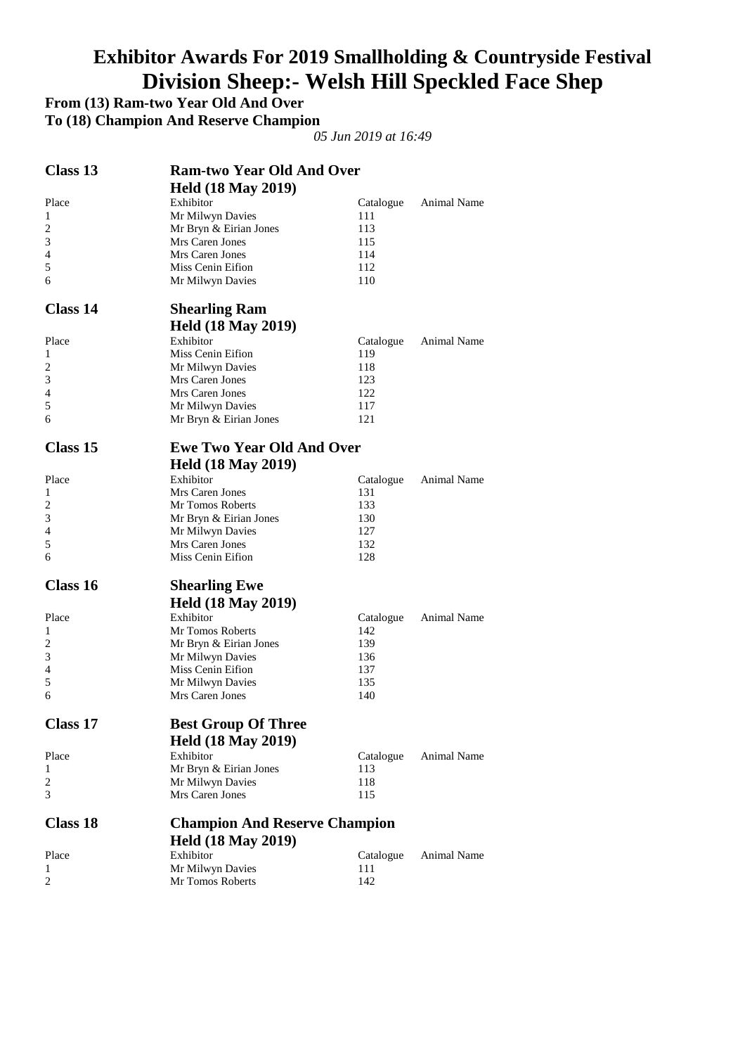# Exhibitor Awards For 2019 Smallholding & Countryside Festival
# Division Sheep:- Welsh Hill Speckled Face Shep

**From (13) Ram-two Year Old And Over**
**To (18) Champion And Reserve Champion**

*05 Jun 2019 at 16:49*

## Class 13 — Ram-two Year Old And Over

**Held (18 May 2019)**

| Place | Exhibitor | Catalogue | Animal Name |
|---|---|---|---|
| 1 | Mr Milwyn Davies | 111 | |
| 2 | Mr Bryn & Eirian Jones | 113 | |
| 3 | Mrs Caren Jones | 115 | |
| 4 | Mrs Caren Jones | 114 | |
| 5 | Miss Cenin Eifion | 112 | |
| 6 | Mr Milwyn Davies | 110 | |

## Class 14 — Shearling Ram

**Held (18 May 2019)**

| Place | Exhibitor | Catalogue | Animal Name |
|---|---|---|---|
| 1 | Miss Cenin Eifion | 119 | |
| 2 | Mr Milwyn Davies | 118 | |
| 3 | Mrs Caren Jones | 123 | |
| 4 | Mrs Caren Jones | 122 | |
| 5 | Mr Milwyn Davies | 117 | |
| 6 | Mr Bryn & Eirian Jones | 121 | |

## Class 15 — Ewe Two Year Old And Over

**Held (18 May 2019)**

| Place | Exhibitor | Catalogue | Animal Name |
|---|---|---|---|
| 1 | Mrs Caren Jones | 131 | |
| 2 | Mr Tomos Roberts | 133 | |
| 3 | Mr Bryn & Eirian Jones | 130 | |
| 4 | Mr Milwyn Davies | 127 | |
| 5 | Mrs Caren Jones | 132 | |
| 6 | Miss Cenin Eifion | 128 | |

## Class 16 — Shearling Ewe

**Held (18 May 2019)**

| Place | Exhibitor | Catalogue | Animal Name |
|---|---|---|---|
| 1 | Mr Tomos Roberts | 142 | |
| 2 | Mr Bryn & Eirian Jones | 139 | |
| 3 | Mr Milwyn Davies | 136 | |
| 4 | Miss Cenin Eifion | 137 | |
| 5 | Mr Milwyn Davies | 135 | |
| 6 | Mrs Caren Jones | 140 | |

## Class 17 — Best Group Of Three

**Held (18 May 2019)**

| Place | Exhibitor | Catalogue | Animal Name |
|---|---|---|---|
| 1 | Mr Bryn & Eirian Jones | 113 | |
| 2 | Mr Milwyn Davies | 118 | |
| 3 | Mrs Caren Jones | 115 | |

## Class 18 — Champion And Reserve Champion

**Held (18 May 2019)**

| Place | Exhibitor | Catalogue | Animal Name |
|---|---|---|---|
| 1 | Mr Milwyn Davies | 111 | |
| 2 | Mr Tomos Roberts | 142 | |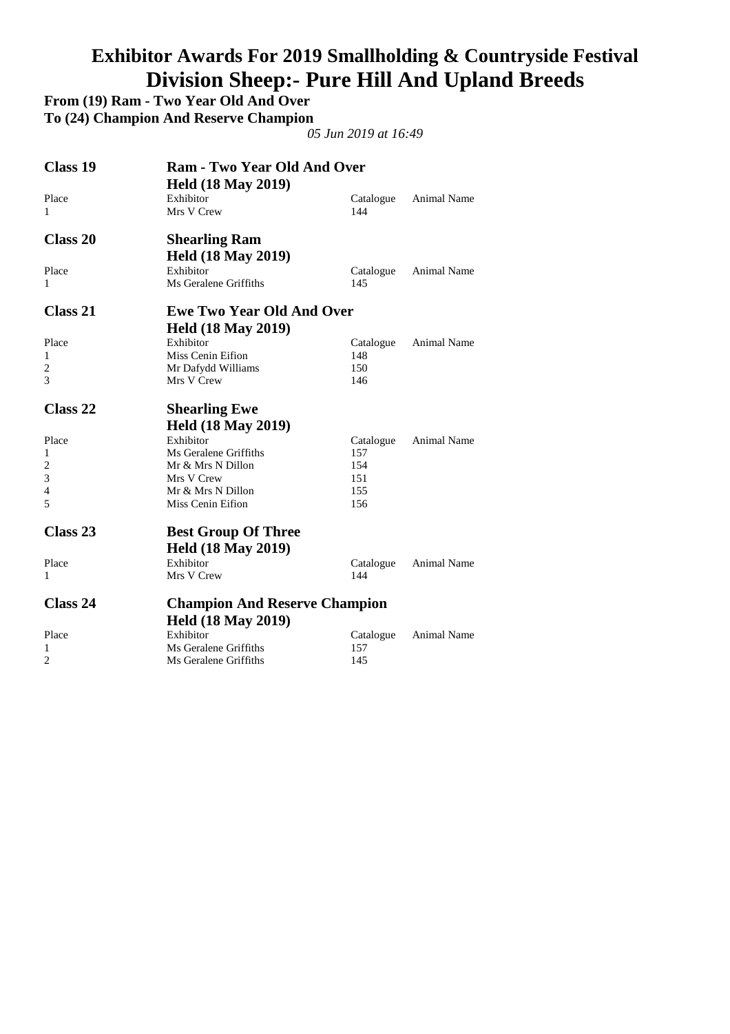# Exhibitor Awards For 2019 Smallholding & Countryside Festival
# Division Sheep:- Pure Hill And Upland Breeds

**From (19) Ram - Two Year Old And Over**
**To (24) Champion And Reserve Champion**

*05 Jun 2019 at 16:49*

## Class 19 — Ram - Two Year Old And Over
**Held (18 May 2019)**

| Place | Exhibitor | Catalogue | Animal Name |
|---|---|---|---|
| 1 | Mrs V Crew | 144 | |

## Class 20 — Shearling Ram
**Held (18 May 2019)**

| Place | Exhibitor | Catalogue | Animal Name |
|---|---|---|---|
| 1 | Ms Geralene Griffiths | 145 | |

## Class 21 — Ewe Two Year Old And Over
**Held (18 May 2019)**

| Place | Exhibitor | Catalogue | Animal Name |
|---|---|---|---|
| 1 | Miss Cenin Eifion | 148 | |
| 2 | Mr Dafydd Williams | 150 | |
| 3 | Mrs V Crew | 146 | |

## Class 22 — Shearling Ewe
**Held (18 May 2019)**

| Place | Exhibitor | Catalogue | Animal Name |
|---|---|---|---|
| 1 | Ms Geralene Griffiths | 157 | |
| 2 | Mr & Mrs N Dillon | 154 | |
| 3 | Mrs V Crew | 151 | |
| 4 | Mr & Mrs N Dillon | 155 | |
| 5 | Miss Cenin Eifion | 156 | |

## Class 23 — Best Group Of Three
**Held (18 May 2019)**

| Place | Exhibitor | Catalogue | Animal Name |
|---|---|---|---|
| 1 | Mrs V Crew | 144 | |

## Class 24 — Champion And Reserve Champion
**Held (18 May 2019)**

| Place | Exhibitor | Catalogue | Animal Name |
|---|---|---|---|
| 1 | Ms Geralene Griffiths | 157 | |
| 2 | Ms Geralene Griffiths | 145 | |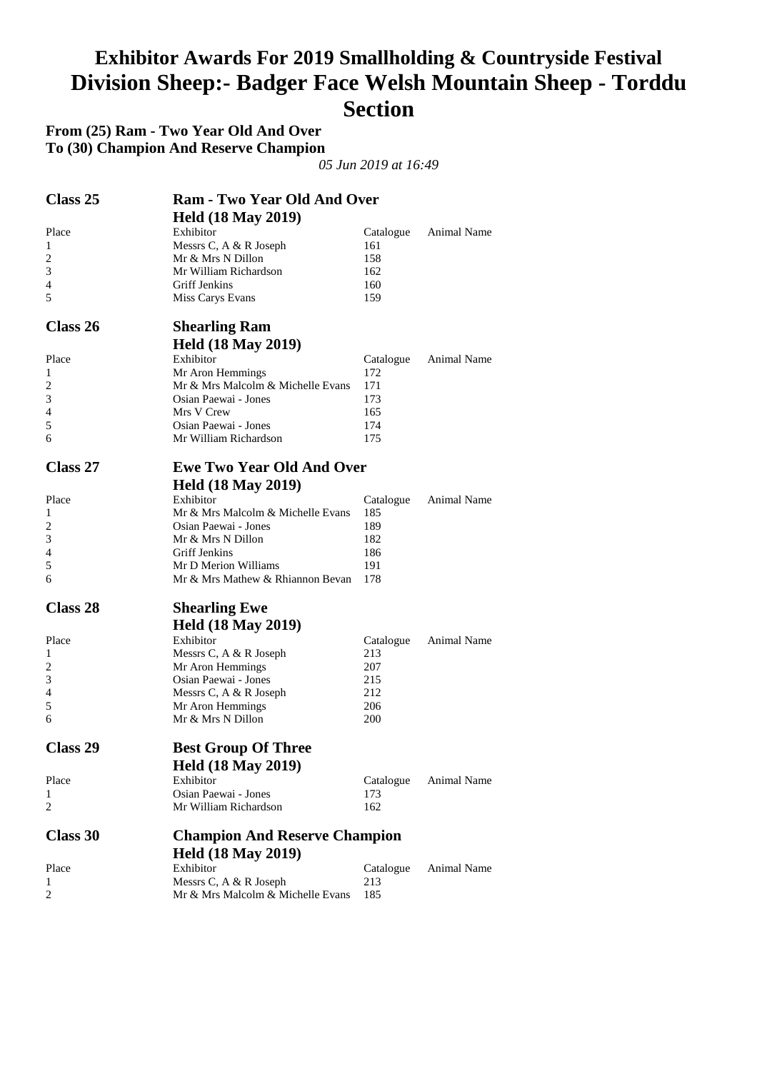# Exhibitor Awards For 2019 Smallholding & Countryside Festival
# Division Sheep:- Badger Face Welsh Mountain Sheep - Torddu Section

**From (25) Ram - Two Year Old And Over**
**To (30) Champion And Reserve Champion**

*05 Jun 2019 at 16:49*

## Class 25 — Ram - Two Year Old And Over

**Held (18 May 2019)**

| Place | Exhibitor | Catalogue | Animal Name |
|---|---|---|---|
| 1 | Messrs C, A & R Joseph | 161 | |
| 2 | Mr & Mrs N Dillon | 158 | |
| 3 | Mr William Richardson | 162 | |
| 4 | Griff Jenkins | 160 | |
| 5 | Miss Carys Evans | 159 | |

## Class 26 — Shearling Ram

**Held (18 May 2019)**

| Place | Exhibitor | Catalogue | Animal Name |
|---|---|---|---|
| 1 | Mr Aron Hemmings | 172 | |
| 2 | Mr & Mrs Malcolm & Michelle Evans | 171 | |
| 3 | Osian Paewai - Jones | 173 | |
| 4 | Mrs V Crew | 165 | |
| 5 | Osian Paewai - Jones | 174 | |
| 6 | Mr William Richardson | 175 | |

## Class 27 — Ewe Two Year Old And Over

**Held (18 May 2019)**

| Place | Exhibitor | Catalogue | Animal Name |
|---|---|---|---|
| 1 | Mr & Mrs Malcolm & Michelle Evans | 185 | |
| 2 | Osian Paewai - Jones | 189 | |
| 3 | Mr & Mrs N Dillon | 182 | |
| 4 | Griff Jenkins | 186 | |
| 5 | Mr D Merion Williams | 191 | |
| 6 | Mr & Mrs Mathew & Rhiannon Bevan | 178 | |

## Class 28 — Shearling Ewe

**Held (18 May 2019)**

| Place | Exhibitor | Catalogue | Animal Name |
|---|---|---|---|
| 1 | Messrs C, A & R Joseph | 213 | |
| 2 | Mr Aron Hemmings | 207 | |
| 3 | Osian Paewai - Jones | 215 | |
| 4 | Messrs C, A & R Joseph | 212 | |
| 5 | Mr Aron Hemmings | 206 | |
| 6 | Mr & Mrs N Dillon | 200 | |

## Class 29 — Best Group Of Three

**Held (18 May 2019)**

| Place | Exhibitor | Catalogue | Animal Name |
|---|---|---|---|
| 1 | Osian Paewai - Jones | 173 | |
| 2 | Mr William Richardson | 162 | |

## Class 30 — Champion And Reserve Champion

**Held (18 May 2019)**

| Place | Exhibitor | Catalogue | Animal Name |
|---|---|---|---|
| 1 | Messrs C, A & R Joseph | 213 | |
| 2 | Mr & Mrs Malcolm & Michelle Evans | 185 | |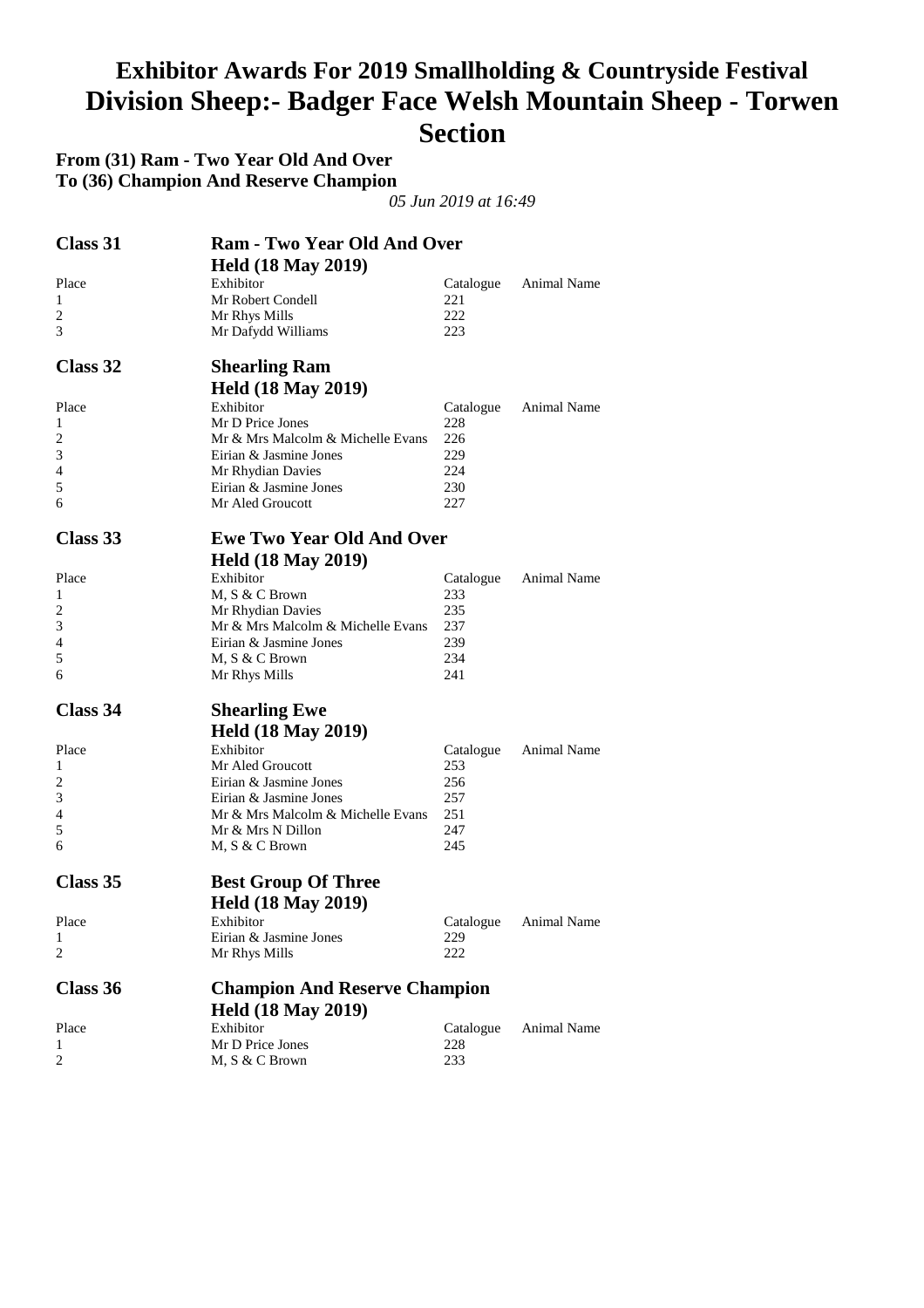# Exhibitor Awards For 2019 Smallholding & Countryside Festival
# Division Sheep:- Badger Face Welsh Mountain Sheep - Torwen Section

**From (31) Ram - Two Year Old And Over**
**To (36) Champion And Reserve Champion**

*05 Jun 2019 at 16:49*

## Class 31 Ram - Two Year Old And Over

**Held (18 May 2019)**

| Place | Exhibitor | Catalogue | Animal Name |
|---|---|---|---|
| 1 | Mr Robert Condell | 221 | |
| 2 | Mr Rhys Mills | 222 | |
| 3 | Mr Dafydd Williams | 223 | |

## Class 32 Shearling Ram

**Held (18 May 2019)**

| Place | Exhibitor | Catalogue | Animal Name |
|---|---|---|---|
| 1 | Mr D Price Jones | 228 | |
| 2 | Mr & Mrs Malcolm & Michelle Evans | 226 | |
| 3 | Eirian & Jasmine Jones | 229 | |
| 4 | Mr Rhydian Davies | 224 | |
| 5 | Eirian & Jasmine Jones | 230 | |
| 6 | Mr Aled Groucott | 227 | |

## Class 33 Ewe Two Year Old And Over

**Held (18 May 2019)**

| Place | Exhibitor | Catalogue | Animal Name |
|---|---|---|---|
| 1 | M, S & C Brown | 233 | |
| 2 | Mr Rhydian Davies | 235 | |
| 3 | Mr & Mrs Malcolm & Michelle Evans | 237 | |
| 4 | Eirian & Jasmine Jones | 239 | |
| 5 | M, S & C Brown | 234 | |
| 6 | Mr Rhys Mills | 241 | |

## Class 34 Shearling Ewe

**Held (18 May 2019)**

| Place | Exhibitor | Catalogue | Animal Name |
|---|---|---|---|
| 1 | Mr Aled Groucott | 253 | |
| 2 | Eirian & Jasmine Jones | 256 | |
| 3 | Eirian & Jasmine Jones | 257 | |
| 4 | Mr & Mrs Malcolm & Michelle Evans | 251 | |
| 5 | Mr & Mrs N Dillon | 247 | |
| 6 | M, S & C Brown | 245 | |

## Class 35 Best Group Of Three

**Held (18 May 2019)**

| Place | Exhibitor | Catalogue | Animal Name |
|---|---|---|---|
| 1 | Eirian & Jasmine Jones | 229 | |
| 2 | Mr Rhys Mills | 222 | |

## Class 36 Champion And Reserve Champion

**Held (18 May 2019)**

| Place | Exhibitor | Catalogue | Animal Name |
|---|---|---|---|
| 1 | Mr D Price Jones | 228 | |
| 2 | M, S & C Brown | 233 | |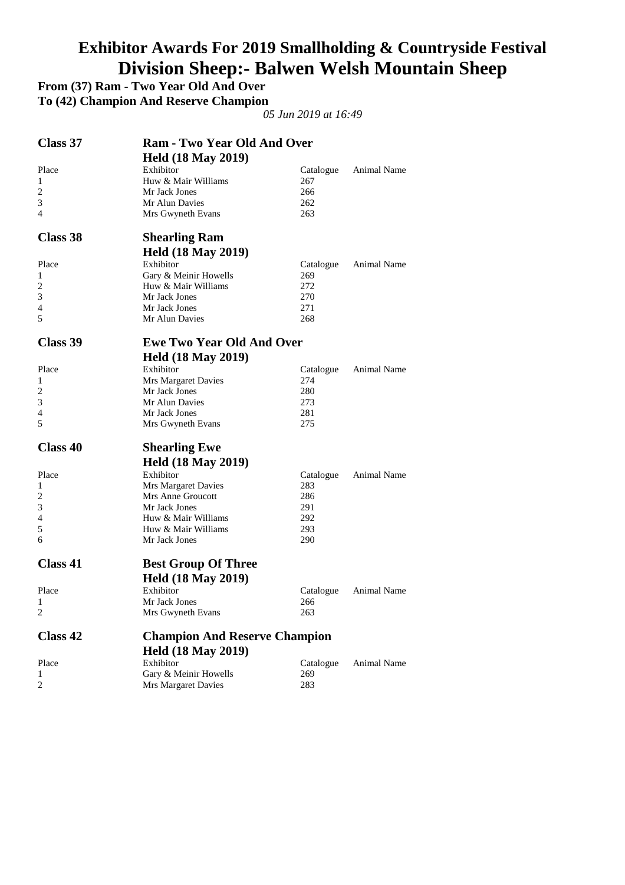# Exhibitor Awards For 2019 Smallholding & Countryside Festival
# Division Sheep:- Balwen Welsh Mountain Sheep

**From (37) Ram - Two Year Old And Over**
**To (42) Champion And Reserve Champion**

*05 Jun 2019 at 16:49*

## Class 37 — Ram - Two Year Old And Over
**Held (18 May 2019)**

| Place | Exhibitor | Catalogue | Animal Name |
|---|---|---|---|
| 1 | Huw & Mair Williams | 267 | |
| 2 | Mr Jack Jones | 266 | |
| 3 | Mr Alun Davies | 262 | |
| 4 | Mrs Gwyneth Evans | 263 | |

## Class 38 — Shearling Ram
**Held (18 May 2019)**

| Place | Exhibitor | Catalogue | Animal Name |
|---|---|---|---|
| 1 | Gary & Meinir Howells | 269 | |
| 2 | Huw & Mair Williams | 272 | |
| 3 | Mr Jack Jones | 270 | |
| 4 | Mr Jack Jones | 271 | |
| 5 | Mr Alun Davies | 268 | |

## Class 39 — Ewe Two Year Old And Over
**Held (18 May 2019)**

| Place | Exhibitor | Catalogue | Animal Name |
|---|---|---|---|
| 1 | Mrs Margaret Davies | 274 | |
| 2 | Mr Jack Jones | 280 | |
| 3 | Mr Alun Davies | 273 | |
| 4 | Mr Jack Jones | 281 | |
| 5 | Mrs Gwyneth Evans | 275 | |

## Class 40 — Shearling Ewe
**Held (18 May 2019)**

| Place | Exhibitor | Catalogue | Animal Name |
|---|---|---|---|
| 1 | Mrs Margaret Davies | 283 | |
| 2 | Mrs Anne Groucott | 286 | |
| 3 | Mr Jack Jones | 291 | |
| 4 | Huw & Mair Williams | 292 | |
| 5 | Huw & Mair Williams | 293 | |
| 6 | Mr Jack Jones | 290 | |

## Class 41 — Best Group Of Three
**Held (18 May 2019)**

| Place | Exhibitor | Catalogue | Animal Name |
|---|---|---|---|
| 1 | Mr Jack Jones | 266 | |
| 2 | Mrs Gwyneth Evans | 263 | |

## Class 42 — Champion And Reserve Champion
**Held (18 May 2019)**

| Place | Exhibitor | Catalogue | Animal Name |
|---|---|---|---|
| 1 | Gary & Meinir Howells | 269 | |
| 2 | Mrs Margaret Davies | 283 | |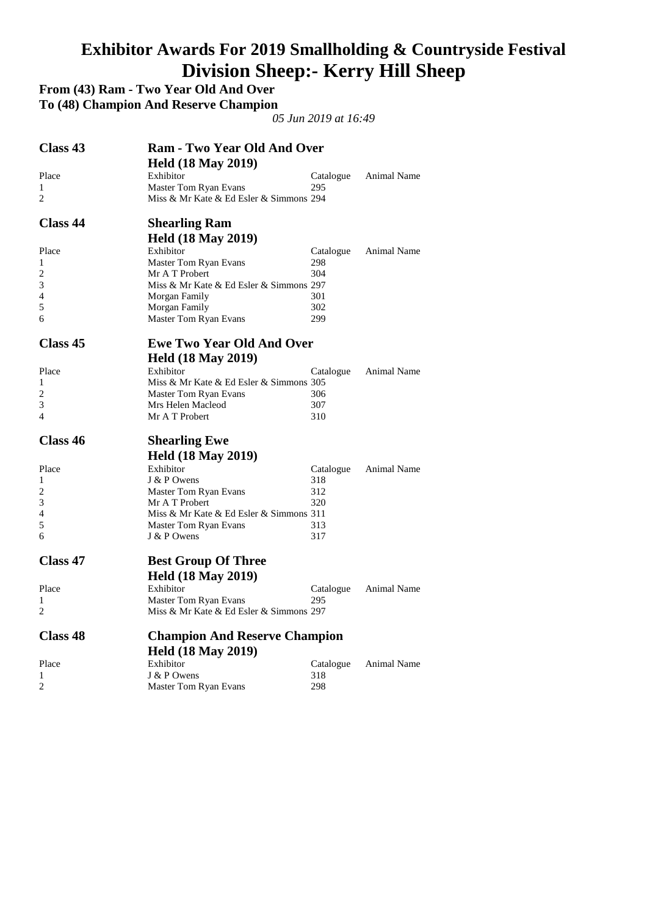# Exhibitor Awards For 2019 Smallholding & Countryside Festival

# Division Sheep:- Kerry Hill Sheep

**From (43) Ram - Two Year Old And Over**
**To (48) Champion And Reserve Champion**

*05 Jun 2019 at 16:49*

## Class 43 — Ram - Two Year Old And Over

**Held (18 May 2019)**

| Place | Exhibitor | Catalogue | Animal Name |
|---|---|---|---|
| 1 | Master Tom Ryan Evans | 295 | |
| 2 | Miss & Mr Kate & Ed Esler & Simmons | 294 | |

## Class 44 — Shearling Ram

**Held (18 May 2019)**

| Place | Exhibitor | Catalogue | Animal Name |
|---|---|---|---|
| 1 | Master Tom Ryan Evans | 298 | |
| 2 | Mr A T Probert | 304 | |
| 3 | Miss & Mr Kate & Ed Esler & Simmons | 297 | |
| 4 | Morgan Family | 301 | |
| 5 | Morgan Family | 302 | |
| 6 | Master Tom Ryan Evans | 299 | |

## Class 45 — Ewe Two Year Old And Over

**Held (18 May 2019)**

| Place | Exhibitor | Catalogue | Animal Name |
|---|---|---|---|
| 1 | Miss & Mr Kate & Ed Esler & Simmons | 305 | |
| 2 | Master Tom Ryan Evans | 306 | |
| 3 | Mrs Helen Macleod | 307 | |
| 4 | Mr A T Probert | 310 | |

## Class 46 — Shearling Ewe

**Held (18 May 2019)**

| Place | Exhibitor | Catalogue | Animal Name |
|---|---|---|---|
| 1 | J & P Owens | 318 | |
| 2 | Master Tom Ryan Evans | 312 | |
| 3 | Mr A T Probert | 320 | |
| 4 | Miss & Mr Kate & Ed Esler & Simmons | 311 | |
| 5 | Master Tom Ryan Evans | 313 | |
| 6 | J & P Owens | 317 | |

## Class 47 — Best Group Of Three

**Held (18 May 2019)**

| Place | Exhibitor | Catalogue | Animal Name |
|---|---|---|---|
| 1 | Master Tom Ryan Evans | 295 | |
| 2 | Miss & Mr Kate & Ed Esler & Simmons | 297 | |

## Class 48 — Champion And Reserve Champion

**Held (18 May 2019)**

| Place | Exhibitor | Catalogue | Animal Name |
|---|---|---|---|
| 1 | J & P Owens | 318 | |
| 2 | Master Tom Ryan Evans | 298 | |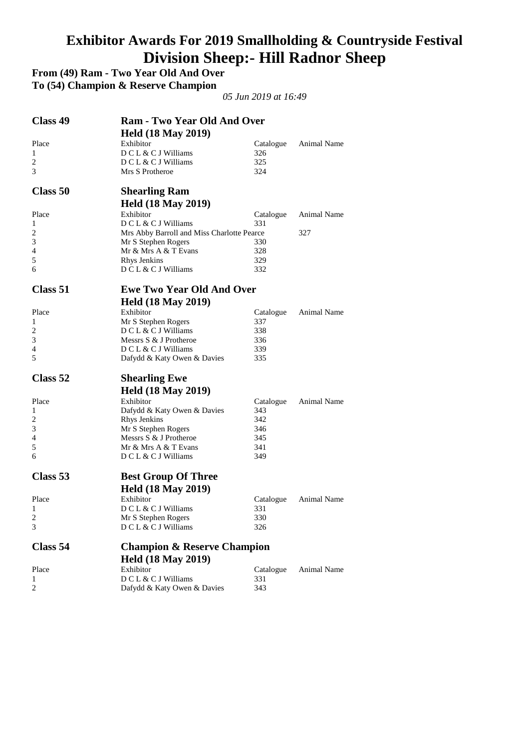# Exhibitor Awards For 2019 Smallholding & Countryside Festival
# Division Sheep:- Hill Radnor Sheep

**From (49) Ram - Two Year Old And Over**
**To (54) Champion & Reserve Champion**

*05 Jun 2019 at 16:49*

## Class 49 — Ram - Two Year Old And Over
**Held (18 May 2019)**

| Place | Exhibitor | Catalogue | Animal Name |
|---|---|---|---|
| 1 | D C L & C J Williams | 326 | |
| 2 | D C L & C J Williams | 325 | |
| 3 | Mrs S Protheroe | 324 | |

## Class 50 — Shearling Ram
**Held (18 May 2019)**

| Place | Exhibitor | Catalogue | Animal Name |
|---|---|---|---|
| 1 | D C L & C J Williams | 331 | |
| 2 | Mrs Abby Barroll and Miss Charlotte Pearce | 327 | |
| 3 | Mr S Stephen Rogers | 330 | |
| 4 | Mr & Mrs A & T Evans | 328 | |
| 5 | Rhys Jenkins | 329 | |
| 6 | D C L & C J Williams | 332 | |

## Class 51 — Ewe Two Year Old And Over
**Held (18 May 2019)**

| Place | Exhibitor | Catalogue | Animal Name |
|---|---|---|---|
| 1 | Mr S Stephen Rogers | 337 | |
| 2 | D C L & C J Williams | 338 | |
| 3 | Messrs S & J Protheroe | 336 | |
| 4 | D C L & C J Williams | 339 | |
| 5 | Dafydd & Katy Owen & Davies | 335 | |

## Class 52 — Shearling Ewe
**Held (18 May 2019)**

| Place | Exhibitor | Catalogue | Animal Name |
|---|---|---|---|
| 1 | Dafydd & Katy Owen & Davies | 343 | |
| 2 | Rhys Jenkins | 342 | |
| 3 | Mr S Stephen Rogers | 346 | |
| 4 | Messrs S & J Protheroe | 345 | |
| 5 | Mr & Mrs A & T Evans | 341 | |
| 6 | D C L & C J Williams | 349 | |

## Class 53 — Best Group Of Three
**Held (18 May 2019)**

| Place | Exhibitor | Catalogue | Animal Name |
|---|---|---|---|
| 1 | D C L & C J Williams | 331 | |
| 2 | Mr S Stephen Rogers | 330 | |
| 3 | D C L & C J Williams | 326 | |

## Class 54 — Champion & Reserve Champion
**Held (18 May 2019)**

| Place | Exhibitor | Catalogue | Animal Name |
|---|---|---|---|
| 1 | D C L & C J Williams | 331 | |
| 2 | Dafydd & Katy Owen & Davies | 343 | |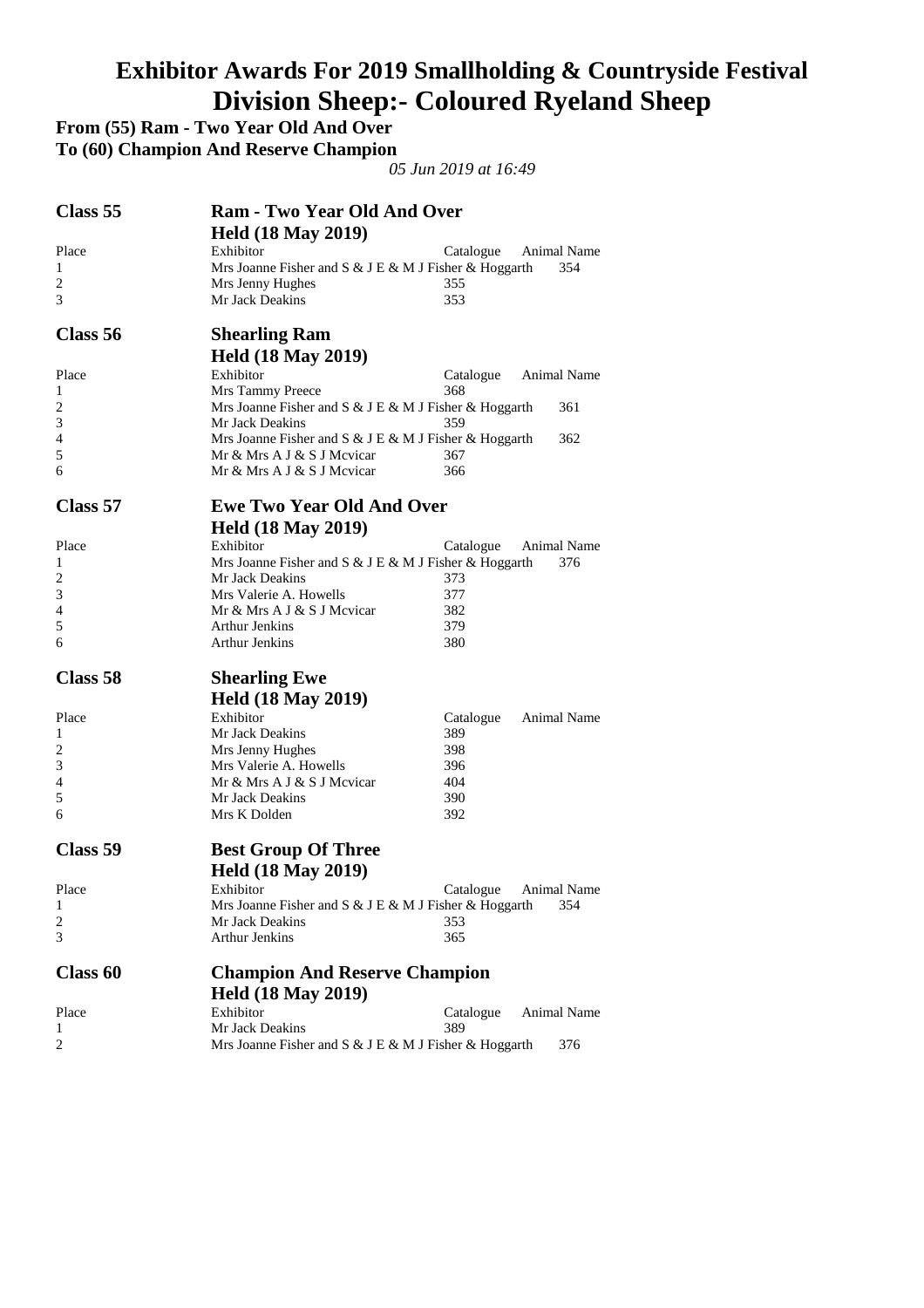# Exhibitor Awards For 2019 Smallholding & Countryside Festival
# Division Sheep:- Coloured Ryeland Sheep

**From (55) Ram - Two Year Old And Over**
**To (60) Champion And Reserve Champion**

*05 Jun 2019 at 16:49*

## Class 55 — Ram - Two Year Old And Over

**Held (18 May 2019)**

| Place | Exhibitor | Catalogue | Animal Name |
|---|---|---|---|
| 1 | Mrs Joanne Fisher and S & J E & M J Fisher & Hoggarth | 354 | |
| 2 | Mrs Jenny Hughes | 355 | |
| 3 | Mr Jack Deakins | 353 | |

## Class 56 — Shearling Ram

**Held (18 May 2019)**

| Place | Exhibitor | Catalogue | Animal Name |
|---|---|---|---|
| 1 | Mrs Tammy Preece | 368 | |
| 2 | Mrs Joanne Fisher and S & J E & M J Fisher & Hoggarth | 361 | |
| 3 | Mr Jack Deakins | 359 | |
| 4 | Mrs Joanne Fisher and S & J E & M J Fisher & Hoggarth | 362 | |
| 5 | Mr & Mrs A J & S J Mcvicar | 367 | |
| 6 | Mr & Mrs A J & S J Mcvicar | 366 | |

## Class 57 — Ewe Two Year Old And Over

**Held (18 May 2019)**

| Place | Exhibitor | Catalogue | Animal Name |
|---|---|---|---|
| 1 | Mrs Joanne Fisher and S & J E & M J Fisher & Hoggarth | 376 | |
| 2 | Mr Jack Deakins | 373 | |
| 3 | Mrs Valerie A. Howells | 377 | |
| 4 | Mr & Mrs A J & S J Mcvicar | 382 | |
| 5 | Arthur Jenkins | 379 | |
| 6 | Arthur Jenkins | 380 | |

## Class 58 — Shearling Ewe

**Held (18 May 2019)**

| Place | Exhibitor | Catalogue | Animal Name |
|---|---|---|---|
| 1 | Mr Jack Deakins | 389 | |
| 2 | Mrs Jenny Hughes | 398 | |
| 3 | Mrs Valerie A. Howells | 396 | |
| 4 | Mr & Mrs A J & S J Mcvicar | 404 | |
| 5 | Mr Jack Deakins | 390 | |
| 6 | Mrs K Dolden | 392 | |

## Class 59 — Best Group Of Three

**Held (18 May 2019)**

| Place | Exhibitor | Catalogue | Animal Name |
|---|---|---|---|
| 1 | Mrs Joanne Fisher and S & J E & M J Fisher & Hoggarth | 354 | |
| 2 | Mr Jack Deakins | 353 | |
| 3 | Arthur Jenkins | 365 | |

## Class 60 — Champion And Reserve Champion

**Held (18 May 2019)**

| Place | Exhibitor | Catalogue | Animal Name |
|---|---|---|---|
| 1 | Mr Jack Deakins | 389 | |
| 2 | Mrs Joanne Fisher and S & J E & M J Fisher & Hoggarth | 376 | |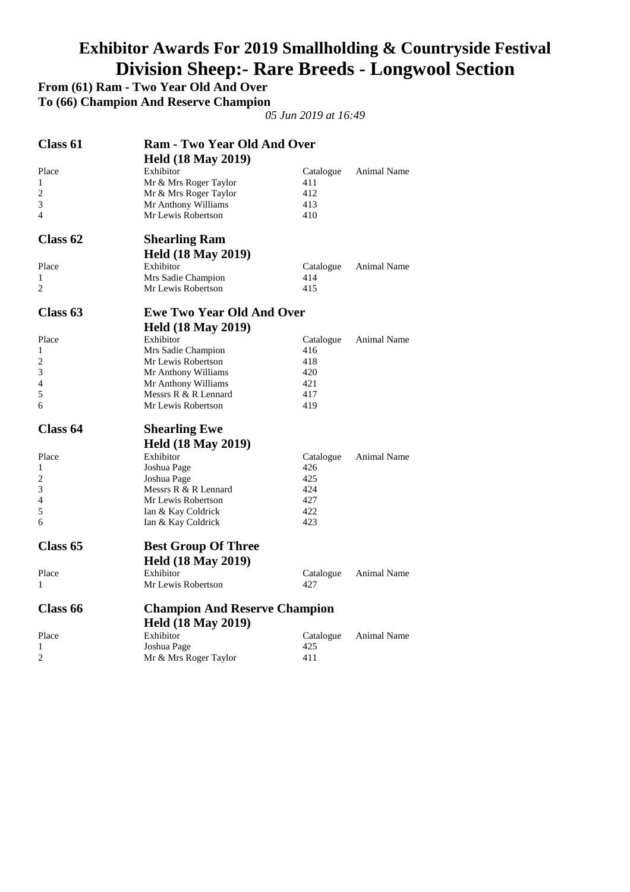# Exhibitor Awards For 2019 Smallholding & Countryside Festival

# Division Sheep:- Rare Breeds - Longwool Section

**From (61) Ram - Two Year Old And Over**

**To (66) Champion And Reserve Champion**

*05 Jun 2019 at 16:49*

## Class 61 — Ram - Two Year Old And Over

**Held (18 May 2019)**

| Place | Exhibitor | Catalogue | Animal Name |
|---|---|---|---|
| 1 | Mr & Mrs Roger Taylor | 411 | |
| 2 | Mr & Mrs Roger Taylor | 412 | |
| 3 | Mr Anthony Williams | 413 | |
| 4 | Mr Lewis Robertson | 410 | |

## Class 62 — Shearling Ram

**Held (18 May 2019)**

| Place | Exhibitor | Catalogue | Animal Name |
|---|---|---|---|
| 1 | Mrs Sadie Champion | 414 | |
| 2 | Mr Lewis Robertson | 415 | |

## Class 63 — Ewe Two Year Old And Over

**Held (18 May 2019)**

| Place | Exhibitor | Catalogue | Animal Name |
|---|---|---|---|
| 1 | Mrs Sadie Champion | 416 | |
| 2 | Mr Lewis Robertson | 418 | |
| 3 | Mr Anthony Williams | 420 | |
| 4 | Mr Anthony Williams | 421 | |
| 5 | Messrs R & R Lennard | 417 | |
| 6 | Mr Lewis Robertson | 419 | |

## Class 64 — Shearling Ewe

**Held (18 May 2019)**

| Place | Exhibitor | Catalogue | Animal Name |
|---|---|---|---|
| 1 | Joshua Page | 426 | |
| 2 | Joshua Page | 425 | |
| 3 | Messrs R & R Lennard | 424 | |
| 4 | Mr Lewis Robertson | 427 | |
| 5 | Ian & Kay Coldrick | 422 | |
| 6 | Ian & Kay Coldrick | 423 | |

## Class 65 — Best Group Of Three

**Held (18 May 2019)**

| Place | Exhibitor | Catalogue | Animal Name |
|---|---|---|---|
| 1 | Mr Lewis Robertson | 427 | |

## Class 66 — Champion And Reserve Champion

**Held (18 May 2019)**

| Place | Exhibitor | Catalogue | Animal Name |
|---|---|---|---|
| 1 | Joshua Page | 425 | |
| 2 | Mr & Mrs Roger Taylor | 411 | |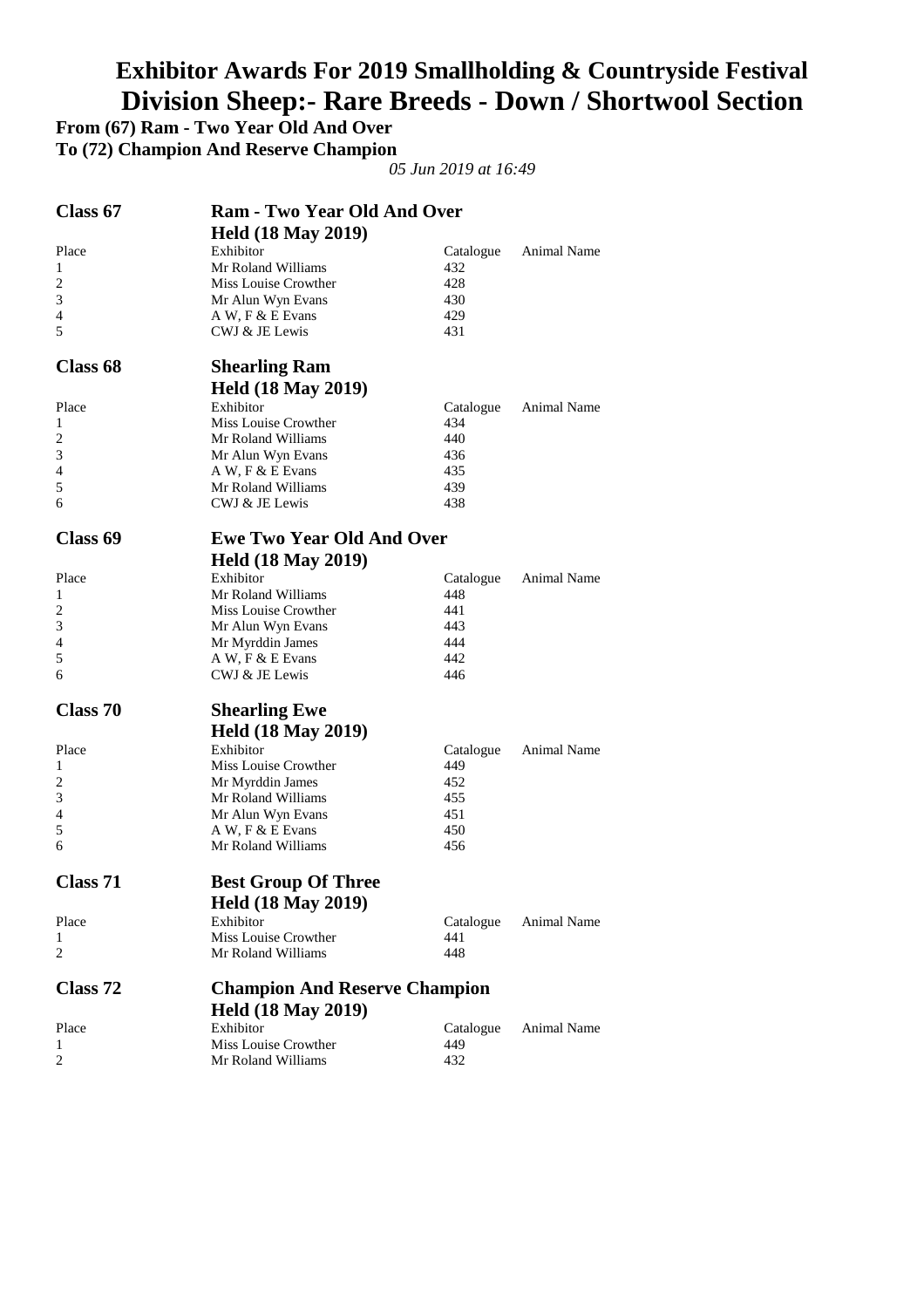# Exhibitor Awards For 2019 Smallholding & Countryside Festival
# Division Sheep:- Rare Breeds - Down / Shortwool Section

**From (67) Ram - Two Year Old And Over**
**To (72) Champion And Reserve Champion**

*05 Jun 2019 at 16:49*

## Class 67 — Ram - Two Year Old And Over

**Held (18 May 2019)**

| Place | Exhibitor | Catalogue | Animal Name |
|---|---|---|---|
| 1 | Mr Roland Williams | 432 | |
| 2 | Miss Louise Crowther | 428 | |
| 3 | Mr Alun Wyn Evans | 430 | |
| 4 | A W, F & E Evans | 429 | |
| 5 | CWJ & JE Lewis | 431 | |

## Class 68 — Shearling Ram

**Held (18 May 2019)**

| Place | Exhibitor | Catalogue | Animal Name |
|---|---|---|---|
| 1 | Miss Louise Crowther | 434 | |
| 2 | Mr Roland Williams | 440 | |
| 3 | Mr Alun Wyn Evans | 436 | |
| 4 | A W, F & E Evans | 435 | |
| 5 | Mr Roland Williams | 439 | |
| 6 | CWJ & JE Lewis | 438 | |

## Class 69 — Ewe Two Year Old And Over

**Held (18 May 2019)**

| Place | Exhibitor | Catalogue | Animal Name |
|---|---|---|---|
| 1 | Mr Roland Williams | 448 | |
| 2 | Miss Louise Crowther | 441 | |
| 3 | Mr Alun Wyn Evans | 443 | |
| 4 | Mr Myrddin James | 444 | |
| 5 | A W, F & E Evans | 442 | |
| 6 | CWJ & JE Lewis | 446 | |

## Class 70 — Shearling Ewe

**Held (18 May 2019)**

| Place | Exhibitor | Catalogue | Animal Name |
|---|---|---|---|
| 1 | Miss Louise Crowther | 449 | |
| 2 | Mr Myrddin James | 452 | |
| 3 | Mr Roland Williams | 455 | |
| 4 | Mr Alun Wyn Evans | 451 | |
| 5 | A W, F & E Evans | 450 | |
| 6 | Mr Roland Williams | 456 | |

## Class 71 — Best Group Of Three

**Held (18 May 2019)**

| Place | Exhibitor | Catalogue | Animal Name |
|---|---|---|---|
| 1 | Miss Louise Crowther | 441 | |
| 2 | Mr Roland Williams | 448 | |

## Class 72 — Champion And Reserve Champion

**Held (18 May 2019)**

| Place | Exhibitor | Catalogue | Animal Name |
|---|---|---|---|
| 1 | Miss Louise Crowther | 449 | |
| 2 | Mr Roland Williams | 432 | |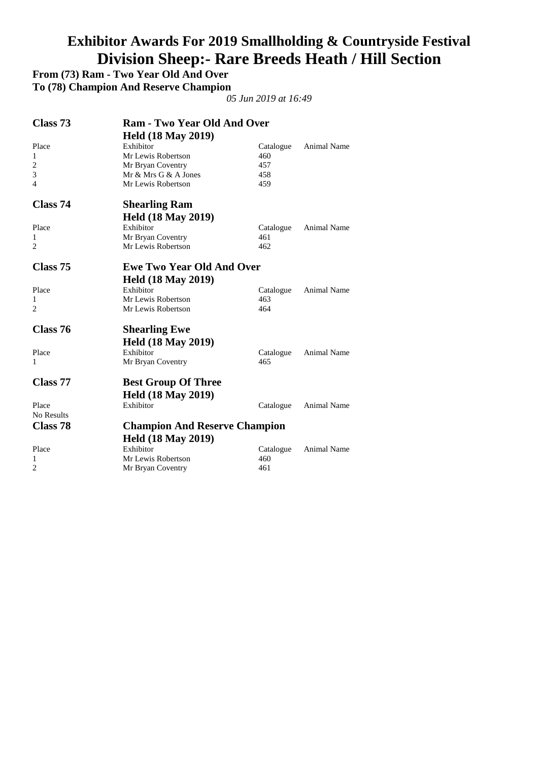# Exhibitor Awards For 2019 Smallholding & Countryside Festival
# Division Sheep:- Rare Breeds Heath / Hill Section

**From (73) Ram - Two Year Old And Over**
**To (78) Champion And Reserve Champion**

*05 Jun 2019 at 16:49*

## Class 73 — Ram - Two Year Old And Over

**Held (18 May 2019)**

| Place | Exhibitor | Catalogue | Animal Name |
|---|---|---|---|
| 1 | Mr Lewis Robertson | 460 | |
| 2 | Mr Bryan Coventry | 457 | |
| 3 | Mr & Mrs G & A Jones | 458 | |
| 4 | Mr Lewis Robertson | 459 | |

## Class 74 — Shearling Ram

**Held (18 May 2019)**

| Place | Exhibitor | Catalogue | Animal Name |
|---|---|---|---|
| 1 | Mr Bryan Coventry | 461 | |
| 2 | Mr Lewis Robertson | 462 | |

## Class 75 — Ewe Two Year Old And Over

**Held (18 May 2019)**

| Place | Exhibitor | Catalogue | Animal Name |
|---|---|---|---|
| 1 | Mr Lewis Robertson | 463 | |
| 2 | Mr Lewis Robertson | 464 | |

## Class 76 — Shearling Ewe

**Held (18 May 2019)**

| Place | Exhibitor | Catalogue | Animal Name |
|---|---|---|---|
| 1 | Mr Bryan Coventry | 465 | |

## Class 77 — Best Group Of Three

**Held (18 May 2019)**

| Place | Exhibitor | Catalogue | Animal Name |
|---|---|---|---|
| No Results | | | |

## Class 78 — Champion And Reserve Champion

**Held (18 May 2019)**

| Place | Exhibitor | Catalogue | Animal Name |
|---|---|---|---|
| 1 | Mr Lewis Robertson | 460 | |
| 2 | Mr Bryan Coventry | 461 | |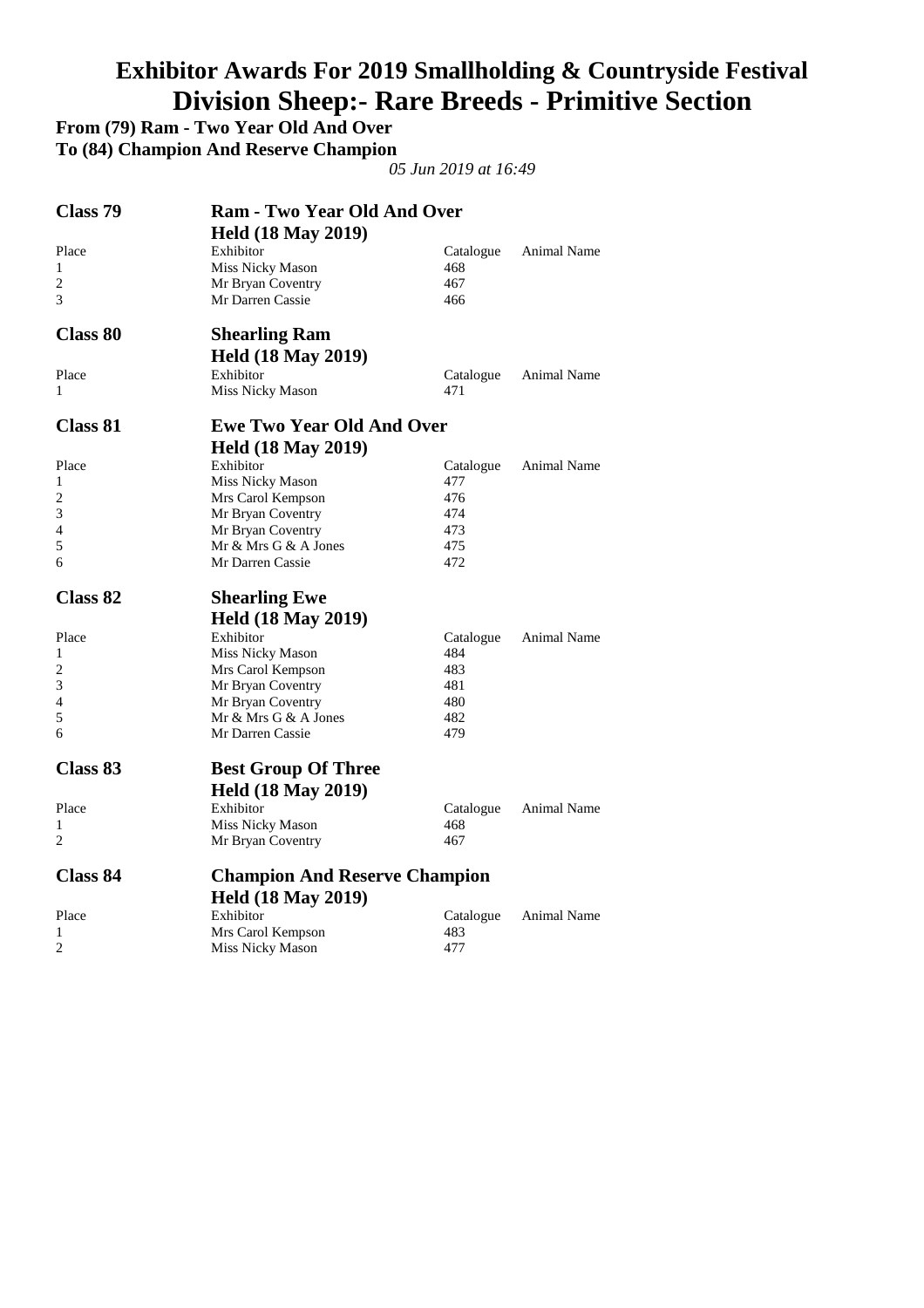# Exhibitor Awards For 2019 Smallholding & Countryside Festival

# Division Sheep:- Rare Breeds - Primitive Section

**From (79) Ram - Two Year Old And Over**

**To (84) Champion And Reserve Champion**

*05 Jun 2019 at 16:49*

## Class 79 — Ram - Two Year Old And Over

**Held (18 May 2019)**

| Place | Exhibitor | Catalogue | Animal Name |
|---|---|---|---|
| 1 | Miss Nicky Mason | 468 | |
| 2 | Mr Bryan Coventry | 467 | |
| 3 | Mr Darren Cassie | 466 | |

## Class 80 — Shearling Ram

**Held (18 May 2019)**

| Place | Exhibitor | Catalogue | Animal Name |
|---|---|---|---|
| 1 | Miss Nicky Mason | 471 | |

## Class 81 — Ewe Two Year Old And Over

**Held (18 May 2019)**

| Place | Exhibitor | Catalogue | Animal Name |
|---|---|---|---|
| 1 | Miss Nicky Mason | 477 | |
| 2 | Mrs Carol Kempson | 476 | |
| 3 | Mr Bryan Coventry | 474 | |
| 4 | Mr Bryan Coventry | 473 | |
| 5 | Mr & Mrs G & A Jones | 475 | |
| 6 | Mr Darren Cassie | 472 | |

## Class 82 — Shearling Ewe

**Held (18 May 2019)**

| Place | Exhibitor | Catalogue | Animal Name |
|---|---|---|---|
| 1 | Miss Nicky Mason | 484 | |
| 2 | Mrs Carol Kempson | 483 | |
| 3 | Mr Bryan Coventry | 481 | |
| 4 | Mr Bryan Coventry | 480 | |
| 5 | Mr & Mrs G & A Jones | 482 | |
| 6 | Mr Darren Cassie | 479 | |

## Class 83 — Best Group Of Three

**Held (18 May 2019)**

| Place | Exhibitor | Catalogue | Animal Name |
|---|---|---|---|
| 1 | Miss Nicky Mason | 468 | |
| 2 | Mr Bryan Coventry | 467 | |

## Class 84 — Champion And Reserve Champion

**Held (18 May 2019)**

| Place | Exhibitor | Catalogue | Animal Name |
|---|---|---|---|
| 1 | Mrs Carol Kempson | 483 | |
| 2 | Miss Nicky Mason | 477 | |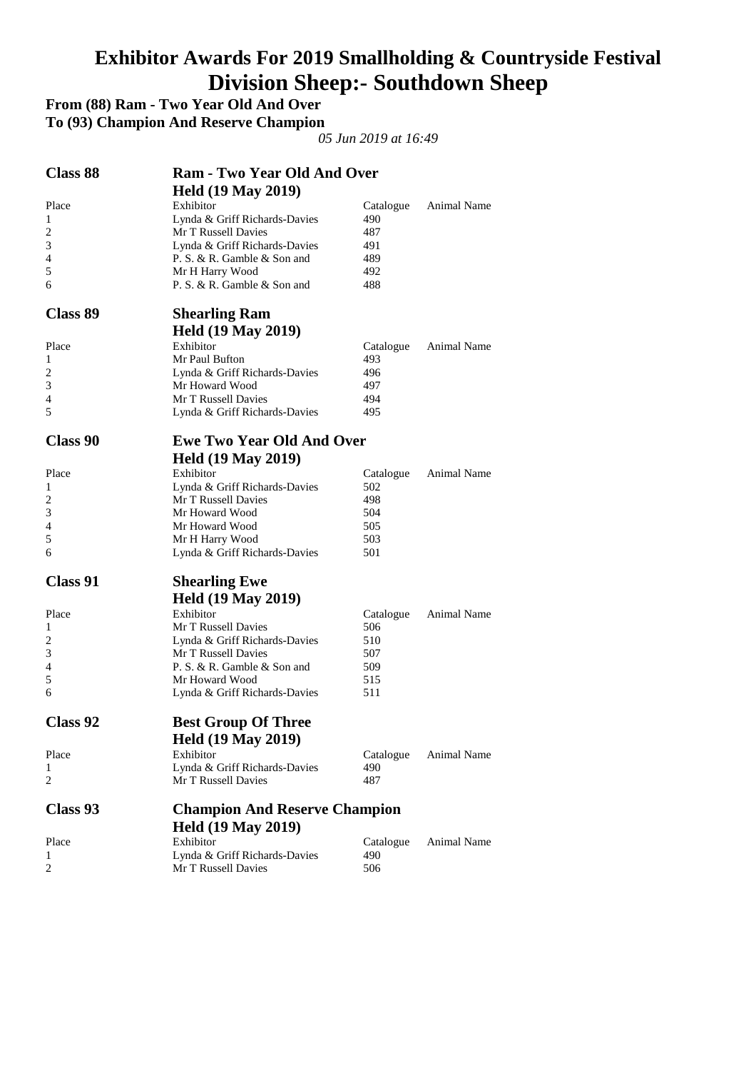# Exhibitor Awards For 2019 Smallholding & Countryside Festival

# Division Sheep:- Southdown Sheep

**From (88) Ram - Two Year Old And Over**
**To (93) Champion And Reserve Champion**

*05 Jun 2019 at 16:49*

## Class 88 — Ram - Two Year Old And Over

**Held (19 May 2019)**

| Place | Exhibitor | Catalogue | Animal Name |
|---|---|---|---|
| 1 | Lynda & Griff Richards-Davies | 490 | |
| 2 | Mr T Russell Davies | 487 | |
| 3 | Lynda & Griff Richards-Davies | 491 | |
| 4 | P. S. & R. Gamble & Son and | 489 | |
| 5 | Mr H Harry Wood | 492 | |
| 6 | P. S. & R. Gamble & Son and | 488 | |

## Class 89 — Shearling Ram

**Held (19 May 2019)**

| Place | Exhibitor | Catalogue | Animal Name |
|---|---|---|---|
| 1 | Mr Paul Bufton | 493 | |
| 2 | Lynda & Griff Richards-Davies | 496 | |
| 3 | Mr Howard Wood | 497 | |
| 4 | Mr T Russell Davies | 494 | |
| 5 | Lynda & Griff Richards-Davies | 495 | |

## Class 90 — Ewe Two Year Old And Over

**Held (19 May 2019)**

| Place | Exhibitor | Catalogue | Animal Name |
|---|---|---|---|
| 1 | Lynda & Griff Richards-Davies | 502 | |
| 2 | Mr T Russell Davies | 498 | |
| 3 | Mr Howard Wood | 504 | |
| 4 | Mr Howard Wood | 505 | |
| 5 | Mr H Harry Wood | 503 | |
| 6 | Lynda & Griff Richards-Davies | 501 | |

## Class 91 — Shearling Ewe

**Held (19 May 2019)**

| Place | Exhibitor | Catalogue | Animal Name |
|---|---|---|---|
| 1 | Mr T Russell Davies | 506 | |
| 2 | Lynda & Griff Richards-Davies | 510 | |
| 3 | Mr T Russell Davies | 507 | |
| 4 | P. S. & R. Gamble & Son and | 509 | |
| 5 | Mr Howard Wood | 515 | |
| 6 | Lynda & Griff Richards-Davies | 511 | |

## Class 92 — Best Group Of Three

**Held (19 May 2019)**

| Place | Exhibitor | Catalogue | Animal Name |
|---|---|---|---|
| 1 | Lynda & Griff Richards-Davies | 490 | |
| 2 | Mr T Russell Davies | 487 | |

## Class 93 — Champion And Reserve Champion

**Held (19 May 2019)**

| Place | Exhibitor | Catalogue | Animal Name |
|---|---|---|---|
| 1 | Lynda & Griff Richards-Davies | 490 | |
| 2 | Mr T Russell Davies | 506 | |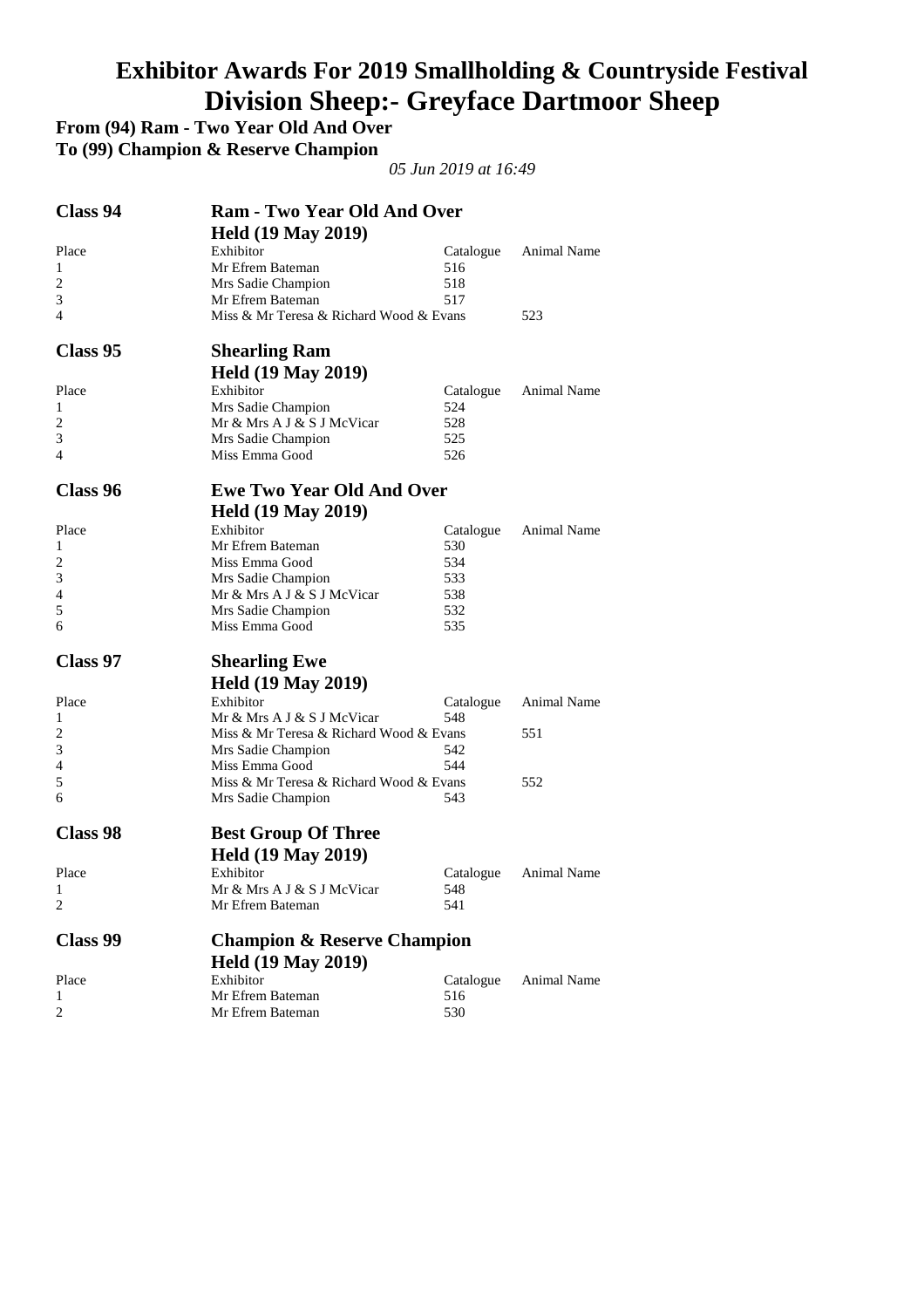# Exhibitor Awards For 2019 Smallholding & Countryside Festival
# Division Sheep:- Greyface Dartmoor Sheep

**From (94) Ram - Two Year Old And Over**
**To (99) Champion & Reserve Champion**

*05 Jun 2019 at 16:49*

## Class 94 — Ram - Two Year Old And Over
**Held (19 May 2019)**

| Place | Exhibitor | Catalogue | Animal Name |
|---|---|---|---|
| 1 | Mr Efrem Bateman | 516 | |
| 2 | Mrs Sadie Champion | 518 | |
| 3 | Mr Efrem Bateman | 517 | |
| 4 | Miss & Mr Teresa & Richard Wood & Evans | | 523 |

## Class 95 — Shearling Ram
**Held (19 May 2019)**

| Place | Exhibitor | Catalogue | Animal Name |
|---|---|---|---|
| 1 | Mrs Sadie Champion | 524 | |
| 2 | Mr & Mrs A J & S J McVicar | 528 | |
| 3 | Mrs Sadie Champion | 525 | |
| 4 | Miss Emma Good | 526 | |

## Class 96 — Ewe Two Year Old And Over
**Held (19 May 2019)**

| Place | Exhibitor | Catalogue | Animal Name |
|---|---|---|---|
| 1 | Mr Efrem Bateman | 530 | |
| 2 | Miss Emma Good | 534 | |
| 3 | Mrs Sadie Champion | 533 | |
| 4 | Mr & Mrs A J & S J McVicar | 538 | |
| 5 | Mrs Sadie Champion | 532 | |
| 6 | Miss Emma Good | 535 | |

## Class 97 — Shearling Ewe
**Held (19 May 2019)**

| Place | Exhibitor | Catalogue | Animal Name |
|---|---|---|---|
| 1 | Mr & Mrs A J & S J McVicar | 548 | |
| 2 | Miss & Mr Teresa & Richard Wood & Evans | | 551 |
| 3 | Mrs Sadie Champion | 542 | |
| 4 | Miss Emma Good | 544 | |
| 5 | Miss & Mr Teresa & Richard Wood & Evans | | 552 |
| 6 | Mrs Sadie Champion | 543 | |

## Class 98 — Best Group Of Three
**Held (19 May 2019)**

| Place | Exhibitor | Catalogue | Animal Name |
|---|---|---|---|
| 1 | Mr & Mrs A J & S J McVicar | 548 | |
| 2 | Mr Efrem Bateman | 541 | |

## Class 99 — Champion & Reserve Champion
**Held (19 May 2019)**

| Place | Exhibitor | Catalogue | Animal Name |
|---|---|---|---|
| 1 | Mr Efrem Bateman | 516 | |
| 2 | Mr Efrem Bateman | 530 | |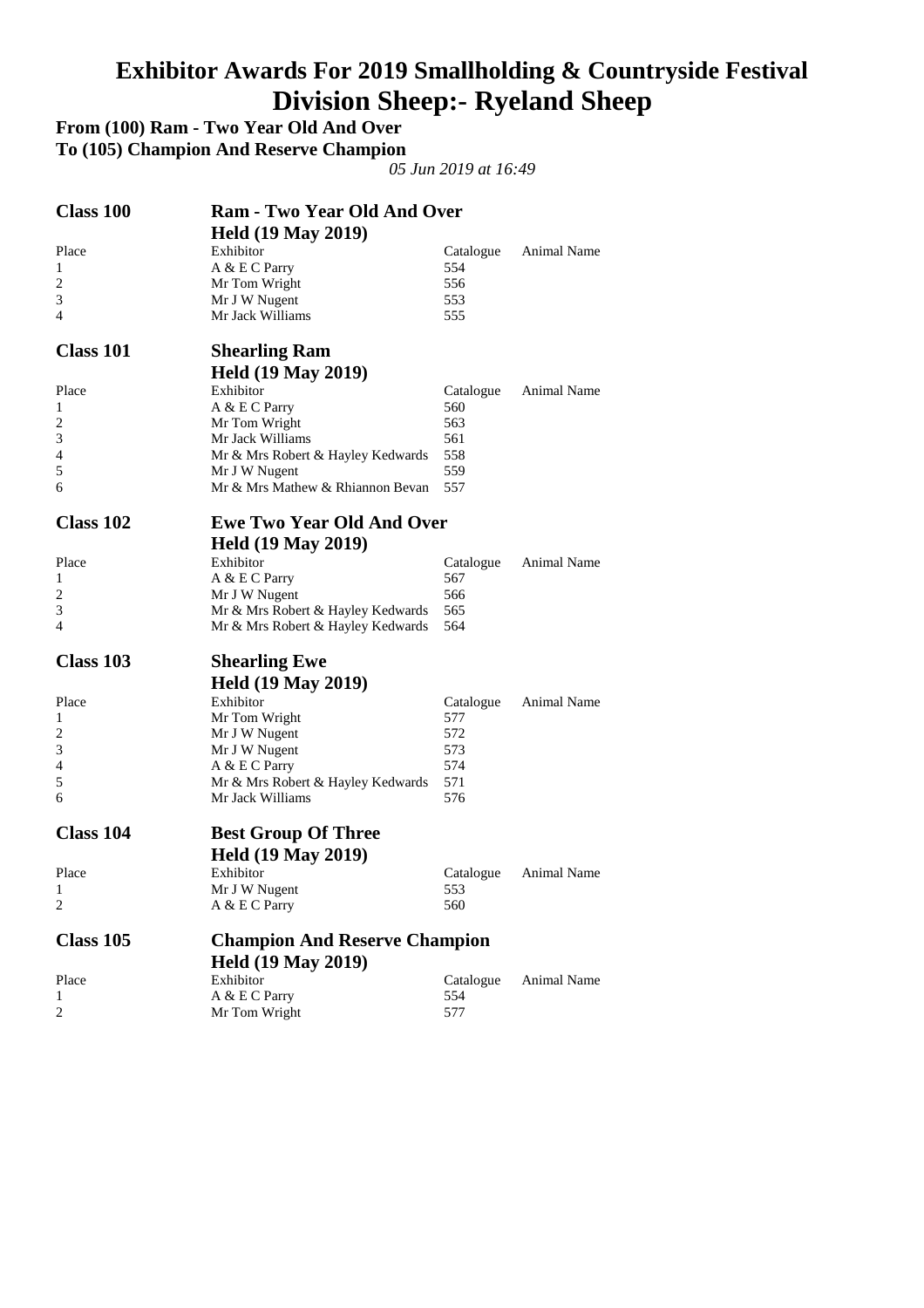# Exhibitor Awards For 2019 Smallholding & Countryside Festival
# Division Sheep:- Ryeland Sheep

**From (100) Ram - Two Year Old And Over**
**To (105) Champion And Reserve Champion**

*05 Jun 2019 at 16:49*

## Class 100 — Ram - Two Year Old And Over

**Held (19 May 2019)**

| Place | Exhibitor | Catalogue | Animal Name |
|---|---|---|---|
| 1 | A & E C Parry | 554 | |
| 2 | Mr Tom Wright | 556 | |
| 3 | Mr J W Nugent | 553 | |
| 4 | Mr Jack Williams | 555 | |

## Class 101 — Shearling Ram

**Held (19 May 2019)**

| Place | Exhibitor | Catalogue | Animal Name |
|---|---|---|---|
| 1 | A & E C Parry | 560 | |
| 2 | Mr Tom Wright | 563 | |
| 3 | Mr Jack Williams | 561 | |
| 4 | Mr & Mrs Robert & Hayley Kedwards | 558 | |
| 5 | Mr J W Nugent | 559 | |
| 6 | Mr & Mrs Mathew & Rhiannon Bevan | 557 | |

## Class 102 — Ewe Two Year Old And Over

**Held (19 May 2019)**

| Place | Exhibitor | Catalogue | Animal Name |
|---|---|---|---|
| 1 | A & E C Parry | 567 | |
| 2 | Mr J W Nugent | 566 | |
| 3 | Mr & Mrs Robert & Hayley Kedwards | 565 | |
| 4 | Mr & Mrs Robert & Hayley Kedwards | 564 | |

## Class 103 — Shearling Ewe

**Held (19 May 2019)**

| Place | Exhibitor | Catalogue | Animal Name |
|---|---|---|---|
| 1 | Mr Tom Wright | 577 | |
| 2 | Mr J W Nugent | 572 | |
| 3 | Mr J W Nugent | 573 | |
| 4 | A & E C Parry | 574 | |
| 5 | Mr & Mrs Robert & Hayley Kedwards | 571 | |
| 6 | Mr Jack Williams | 576 | |

## Class 104 — Best Group Of Three

**Held (19 May 2019)**

| Place | Exhibitor | Catalogue | Animal Name |
|---|---|---|---|
| 1 | Mr J W Nugent | 553 | |
| 2 | A & E C Parry | 560 | |

## Class 105 — Champion And Reserve Champion

**Held (19 May 2019)**

| Place | Exhibitor | Catalogue | Animal Name |
|---|---|---|---|
| 1 | A & E C Parry | 554 | |
| 2 | Mr Tom Wright | 577 | |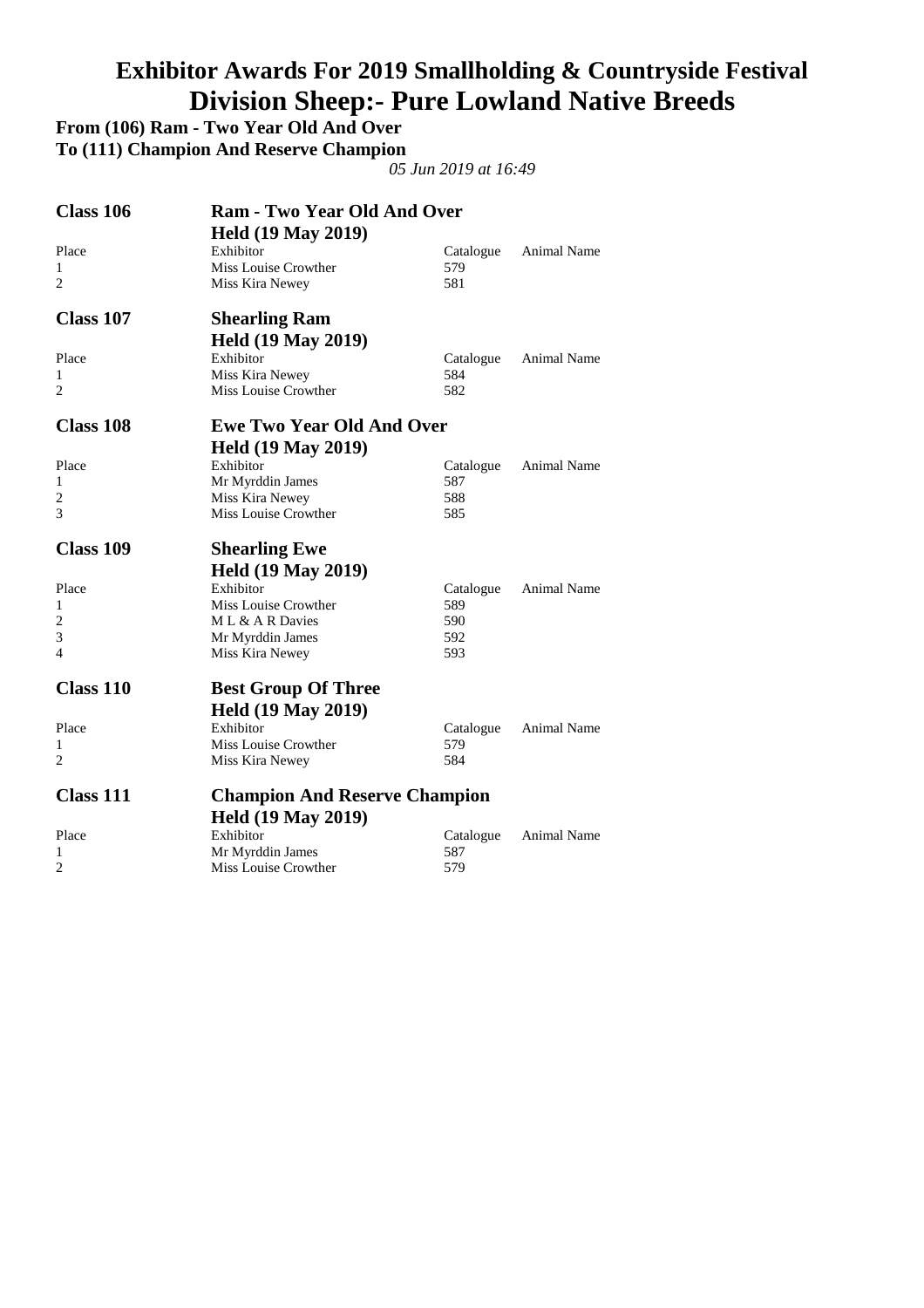# Exhibitor Awards For 2019 Smallholding & Countryside Festival

# Division Sheep:- Pure Lowland Native Breeds

**From (106) Ram - Two Year Old And Over**

**To (111) Champion And Reserve Champion**

*05 Jun 2019 at 16:49*

## Class 106 — Ram - Two Year Old And Over

**Held (19 May 2019)**

| Place | Exhibitor | Catalogue | Animal Name |
|---|---|---|---|
| 1 | Miss Louise Crowther | 579 | |
| 2 | Miss Kira Newey | 581 | |

## Class 107 — Shearling Ram

**Held (19 May 2019)**

| Place | Exhibitor | Catalogue | Animal Name |
|---|---|---|---|
| 1 | Miss Kira Newey | 584 | |
| 2 | Miss Louise Crowther | 582 | |

## Class 108 — Ewe Two Year Old And Over

**Held (19 May 2019)**

| Place | Exhibitor | Catalogue | Animal Name |
|---|---|---|---|
| 1 | Mr Myrddin James | 587 | |
| 2 | Miss Kira Newey | 588 | |
| 3 | Miss Louise Crowther | 585 | |

## Class 109 — Shearling Ewe

**Held (19 May 2019)**

| Place | Exhibitor | Catalogue | Animal Name |
|---|---|---|---|
| 1 | Miss Louise Crowther | 589 | |
| 2 | M L & A R Davies | 590 | |
| 3 | Mr Myrddin James | 592 | |
| 4 | Miss Kira Newey | 593 | |

## Class 110 — Best Group Of Three

**Held (19 May 2019)**

| Place | Exhibitor | Catalogue | Animal Name |
|---|---|---|---|
| 1 | Miss Louise Crowther | 579 | |
| 2 | Miss Kira Newey | 584 | |

## Class 111 — Champion And Reserve Champion

**Held (19 May 2019)**

| Place | Exhibitor | Catalogue | Animal Name |
|---|---|---|---|
| 1 | Mr Myrddin James | 587 | |
| 2 | Miss Louise Crowther | 579 | |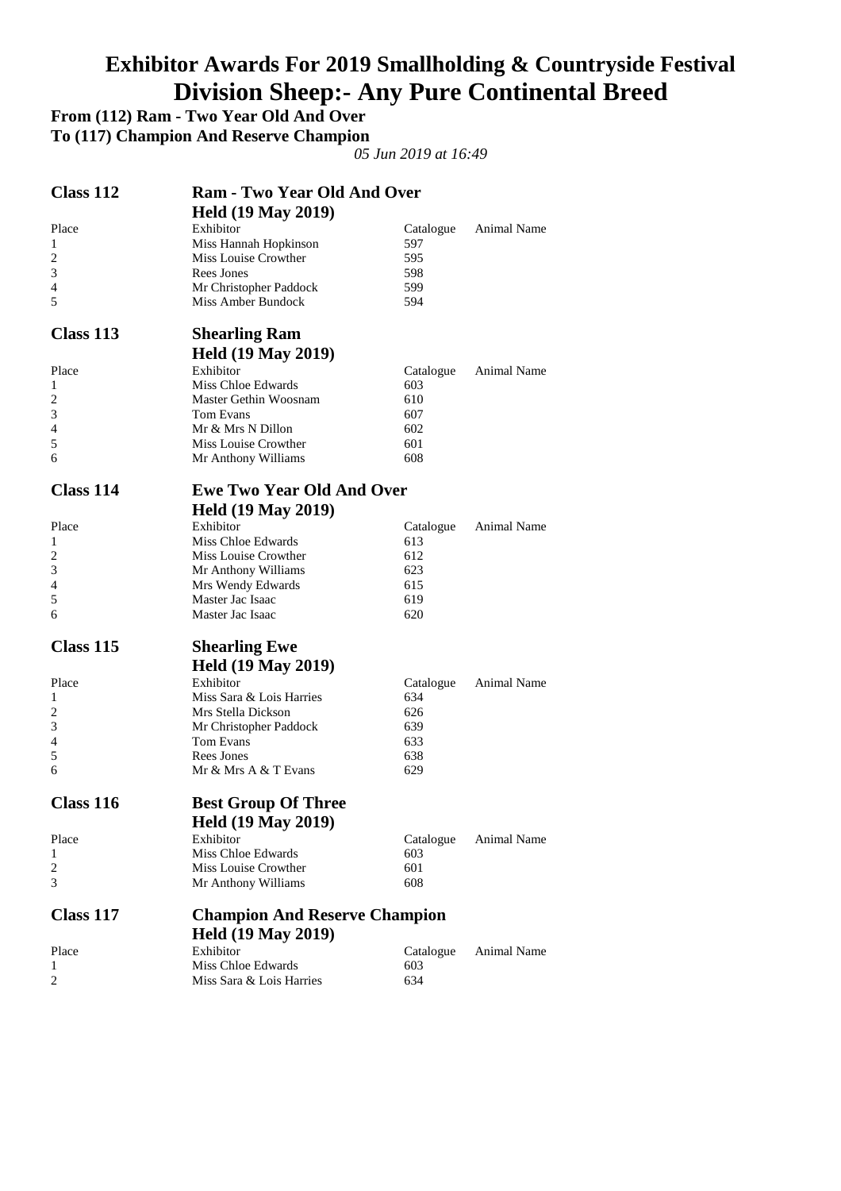# Exhibitor Awards For 2019 Smallholding & Countryside Festival

# Division Sheep:- Any Pure Continental Breed

**From (112) Ram - Two Year Old And Over**

**To (117) Champion And Reserve Champion**

*05 Jun 2019 at 16:49*

## Class 112 — Ram - Two Year Old And Over

**Held (19 May 2019)**

| Place | Exhibitor | Catalogue | Animal Name |
|---|---|---|---|
| 1 | Miss Hannah Hopkinson | 597 | |
| 2 | Miss Louise Crowther | 595 | |
| 3 | Rees Jones | 598 | |
| 4 | Mr Christopher Paddock | 599 | |
| 5 | Miss Amber Bundock | 594 | |

## Class 113 — Shearling Ram

**Held (19 May 2019)**

| Place | Exhibitor | Catalogue | Animal Name |
|---|---|---|---|
| 1 | Miss Chloe Edwards | 603 | |
| 2 | Master Gethin Woosnam | 610 | |
| 3 | Tom Evans | 607 | |
| 4 | Mr & Mrs N Dillon | 602 | |
| 5 | Miss Louise Crowther | 601 | |
| 6 | Mr Anthony Williams | 608 | |

## Class 114 — Ewe Two Year Old And Over

**Held (19 May 2019)**

| Place | Exhibitor | Catalogue | Animal Name |
|---|---|---|---|
| 1 | Miss Chloe Edwards | 613 | |
| 2 | Miss Louise Crowther | 612 | |
| 3 | Mr Anthony Williams | 623 | |
| 4 | Mrs Wendy Edwards | 615 | |
| 5 | Master Jac Isaac | 619 | |
| 6 | Master Jac Isaac | 620 | |

## Class 115 — Shearling Ewe

**Held (19 May 2019)**

| Place | Exhibitor | Catalogue | Animal Name |
|---|---|---|---|
| 1 | Miss Sara & Lois Harries | 634 | |
| 2 | Mrs Stella Dickson | 626 | |
| 3 | Mr Christopher Paddock | 639 | |
| 4 | Tom Evans | 633 | |
| 5 | Rees Jones | 638 | |
| 6 | Mr & Mrs A & T Evans | 629 | |

## Class 116 — Best Group Of Three

**Held (19 May 2019)**

| Place | Exhibitor | Catalogue | Animal Name |
|---|---|---|---|
| 1 | Miss Chloe Edwards | 603 | |
| 2 | Miss Louise Crowther | 601 | |
| 3 | Mr Anthony Williams | 608 | |

## Class 117 — Champion And Reserve Champion

**Held (19 May 2019)**

| Place | Exhibitor | Catalogue | Animal Name |
|---|---|---|---|
| 1 | Miss Chloe Edwards | 603 | |
| 2 | Miss Sara & Lois Harries | 634 | |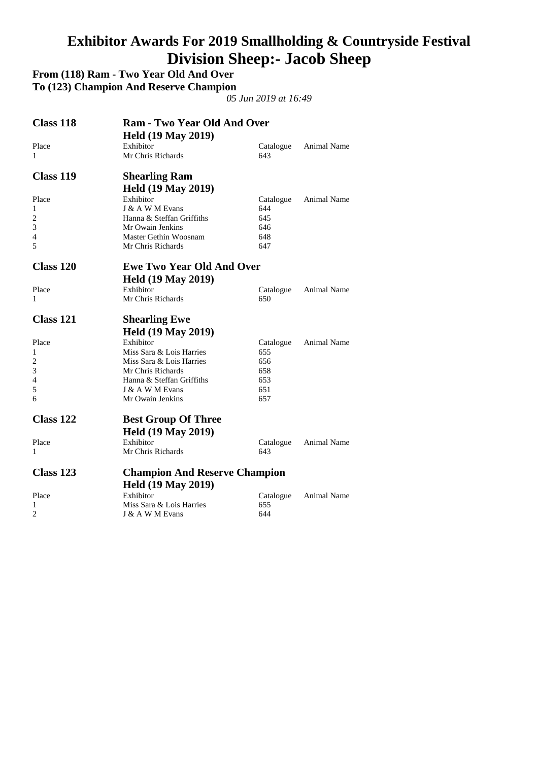# Exhibitor Awards For 2019 Smallholding & Countryside Festival
# Division Sheep:- Jacob Sheep

**From (118) Ram - Two Year Old And Over**
**To (123) Champion And Reserve Champion**

*05 Jun 2019 at 16:49*

## Class 118 — Ram - Two Year Old And Over
**Held (19 May 2019)**

| Place | Exhibitor | Catalogue | Animal Name |
|---|---|---|---|
| 1 | Mr Chris Richards | 643 | |

## Class 119 — Shearling Ram
**Held (19 May 2019)**

| Place | Exhibitor | Catalogue | Animal Name |
|---|---|---|---|
| 1 | J & A W M Evans | 644 | |
| 2 | Hanna & Steffan Griffiths | 645 | |
| 3 | Mr Owain Jenkins | 646 | |
| 4 | Master Gethin Woosnam | 648 | |
| 5 | Mr Chris Richards | 647 | |

## Class 120 — Ewe Two Year Old And Over
**Held (19 May 2019)**

| Place | Exhibitor | Catalogue | Animal Name |
|---|---|---|---|
| 1 | Mr Chris Richards | 650 | |

## Class 121 — Shearling Ewe
**Held (19 May 2019)**

| Place | Exhibitor | Catalogue | Animal Name |
|---|---|---|---|
| 1 | Miss Sara & Lois Harries | 655 | |
| 2 | Miss Sara & Lois Harries | 656 | |
| 3 | Mr Chris Richards | 658 | |
| 4 | Hanna & Steffan Griffiths | 653 | |
| 5 | J & A W M Evans | 651 | |
| 6 | Mr Owain Jenkins | 657 | |

## Class 122 — Best Group Of Three
**Held (19 May 2019)**

| Place | Exhibitor | Catalogue | Animal Name |
|---|---|---|---|
| 1 | Mr Chris Richards | 643 | |

## Class 123 — Champion And Reserve Champion
**Held (19 May 2019)**

| Place | Exhibitor | Catalogue | Animal Name |
|---|---|---|---|
| 1 | Miss Sara & Lois Harries | 655 | |
| 2 | J & A W M Evans | 644 | |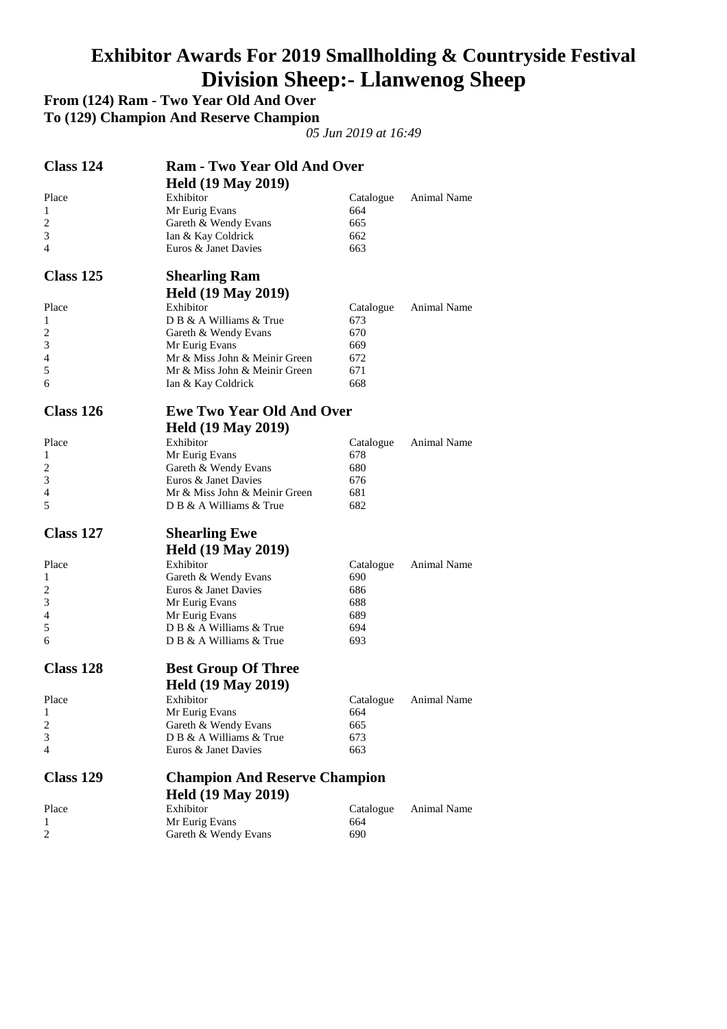# Exhibitor Awards For 2019 Smallholding & Countryside Festival
# Division Sheep:- Llanwenog Sheep

**From (124) Ram - Two Year Old And Over**
**To (129) Champion And Reserve Champion**

*05 Jun 2019 at 16:49*

## Class 124 — Ram - Two Year Old And Over
**Held (19 May 2019)**

| Place | Exhibitor | Catalogue | Animal Name |
|---|---|---|---|
| 1 | Mr Eurig Evans | 664 | |
| 2 | Gareth & Wendy Evans | 665 | |
| 3 | Ian & Kay Coldrick | 662 | |
| 4 | Euros & Janet Davies | 663 | |

## Class 125 — Shearling Ram
**Held (19 May 2019)**

| Place | Exhibitor | Catalogue | Animal Name |
|---|---|---|---|
| 1 | D B & A Williams & True | 673 | |
| 2 | Gareth & Wendy Evans | 670 | |
| 3 | Mr Eurig Evans | 669 | |
| 4 | Mr & Miss John & Meinir Green | 672 | |
| 5 | Mr & Miss John & Meinir Green | 671 | |
| 6 | Ian & Kay Coldrick | 668 | |

## Class 126 — Ewe Two Year Old And Over
**Held (19 May 2019)**

| Place | Exhibitor | Catalogue | Animal Name |
|---|---|---|---|
| 1 | Mr Eurig Evans | 678 | |
| 2 | Gareth & Wendy Evans | 680 | |
| 3 | Euros & Janet Davies | 676 | |
| 4 | Mr & Miss John & Meinir Green | 681 | |
| 5 | D B & A Williams & True | 682 | |

## Class 127 — Shearling Ewe
**Held (19 May 2019)**

| Place | Exhibitor | Catalogue | Animal Name |
|---|---|---|---|
| 1 | Gareth & Wendy Evans | 690 | |
| 2 | Euros & Janet Davies | 686 | |
| 3 | Mr Eurig Evans | 688 | |
| 4 | Mr Eurig Evans | 689 | |
| 5 | D B & A Williams & True | 694 | |
| 6 | D B & A Williams & True | 693 | |

## Class 128 — Best Group Of Three
**Held (19 May 2019)**

| Place | Exhibitor | Catalogue | Animal Name |
|---|---|---|---|
| 1 | Mr Eurig Evans | 664 | |
| 2 | Gareth & Wendy Evans | 665 | |
| 3 | D B & A Williams & True | 673 | |
| 4 | Euros & Janet Davies | 663 | |

## Class 129 — Champion And Reserve Champion
**Held (19 May 2019)**

| Place | Exhibitor | Catalogue | Animal Name |
|---|---|---|---|
| 1 | Mr Eurig Evans | 664 | |
| 2 | Gareth & Wendy Evans | 690 | |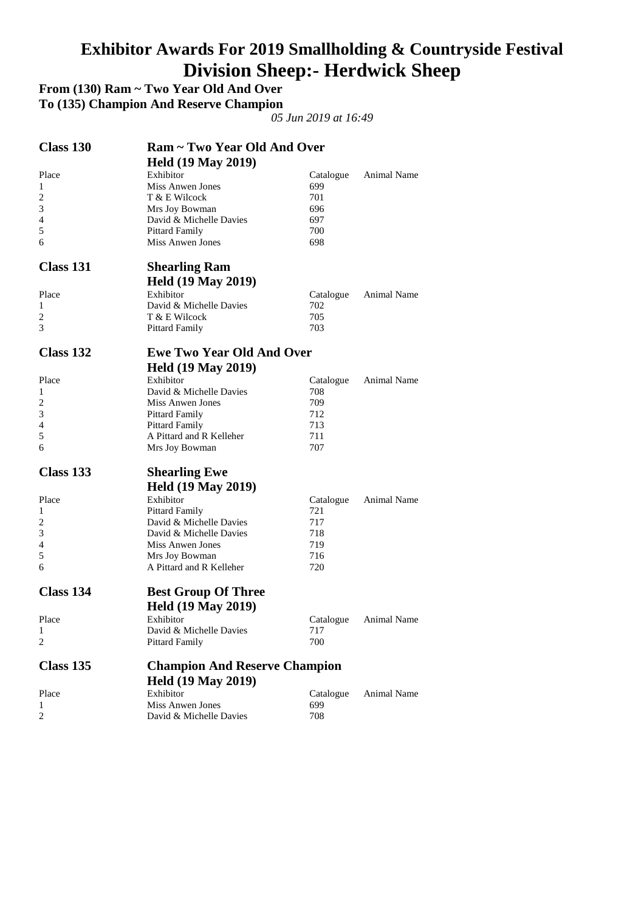# Exhibitor Awards For 2019 Smallholding & Countryside Festival
# Division Sheep:- Herdwick Sheep

**From (130) Ram ~ Two Year Old And Over**
**To (135) Champion And Reserve Champion**

*05 Jun 2019 at 16:49*

## Class 130 — Ram ~ Two Year Old And Over

**Held (19 May 2019)**

| Place | Exhibitor | Catalogue | Animal Name |
|---|---|---|---|
| 1 | Miss Anwen Jones | 699 | |
| 2 | T & E Wilcock | 701 | |
| 3 | Mrs Joy Bowman | 696 | |
| 4 | David & Michelle Davies | 697 | |
| 5 | Pittard Family | 700 | |
| 6 | Miss Anwen Jones | 698 | |

## Class 131 — Shearling Ram

**Held (19 May 2019)**

| Place | Exhibitor | Catalogue | Animal Name |
|---|---|---|---|
| 1 | David & Michelle Davies | 702 | |
| 2 | T & E Wilcock | 705 | |
| 3 | Pittard Family | 703 | |

## Class 132 — Ewe Two Year Old And Over

**Held (19 May 2019)**

| Place | Exhibitor | Catalogue | Animal Name |
|---|---|---|---|
| 1 | David & Michelle Davies | 708 | |
| 2 | Miss Anwen Jones | 709 | |
| 3 | Pittard Family | 712 | |
| 4 | Pittard Family | 713 | |
| 5 | A Pittard and R Kelleher | 711 | |
| 6 | Mrs Joy Bowman | 707 | |

## Class 133 — Shearling Ewe

**Held (19 May 2019)**

| Place | Exhibitor | Catalogue | Animal Name |
|---|---|---|---|
| 1 | Pittard Family | 721 | |
| 2 | David & Michelle Davies | 717 | |
| 3 | David & Michelle Davies | 718 | |
| 4 | Miss Anwen Jones | 719 | |
| 5 | Mrs Joy Bowman | 716 | |
| 6 | A Pittard and R Kelleher | 720 | |

## Class 134 — Best Group Of Three

**Held (19 May 2019)**

| Place | Exhibitor | Catalogue | Animal Name |
|---|---|---|---|
| 1 | David & Michelle Davies | 717 | |
| 2 | Pittard Family | 700 | |

## Class 135 — Champion And Reserve Champion

**Held (19 May 2019)**

| Place | Exhibitor | Catalogue | Animal Name |
|---|---|---|---|
| 1 | Miss Anwen Jones | 699 | |
| 2 | David & Michelle Davies | 708 | |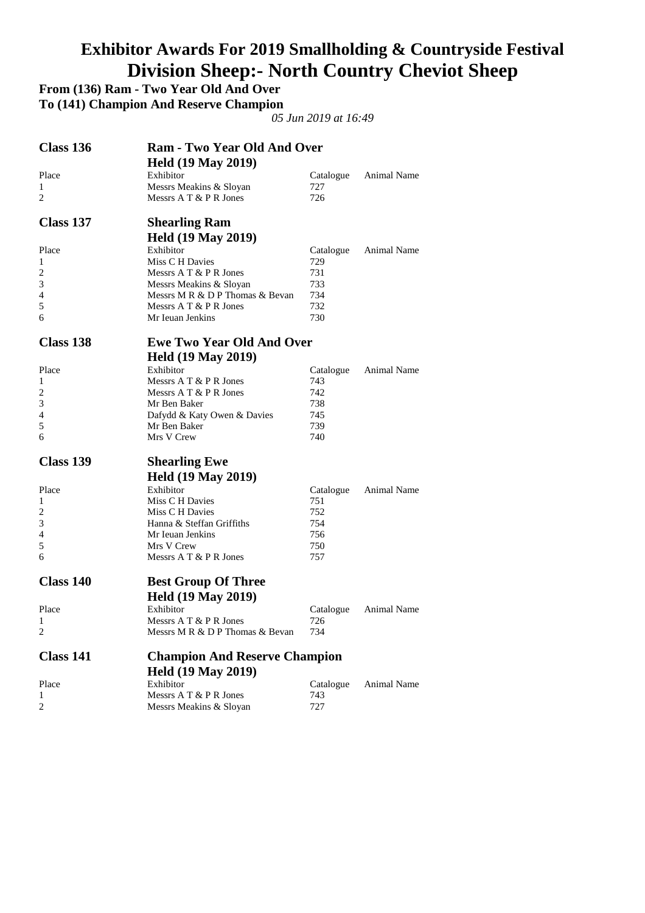# Exhibitor Awards For 2019 Smallholding & Countryside Festival
# Division Sheep:- North Country Cheviot Sheep

**From (136) Ram - Two Year Old And Over**
**To (141) Champion And Reserve Champion**

*05 Jun 2019 at 16:49*

## Class 136 Ram - Two Year Old And Over
**Held (19 May 2019)**

| Place | Exhibitor | Catalogue | Animal Name |
|---|---|---|---|
| 1 | Messrs Meakins & Sloyan | 727 | |
| 2 | Messrs A T & P R Jones | 726 | |

## Class 137 Shearling Ram
**Held (19 May 2019)**

| Place | Exhibitor | Catalogue | Animal Name |
|---|---|---|---|
| 1 | Miss C H Davies | 729 | |
| 2 | Messrs A T & P R Jones | 731 | |
| 3 | Messrs Meakins & Sloyan | 733 | |
| 4 | Messrs M R & D P Thomas & Bevan | 734 | |
| 5 | Messrs A T & P R Jones | 732 | |
| 6 | Mr Ieuan Jenkins | 730 | |

## Class 138 Ewe Two Year Old And Over
**Held (19 May 2019)**

| Place | Exhibitor | Catalogue | Animal Name |
|---|---|---|---|
| 1 | Messrs A T & P R Jones | 743 | |
| 2 | Messrs A T & P R Jones | 742 | |
| 3 | Mr Ben Baker | 738 | |
| 4 | Dafydd & Katy Owen & Davies | 745 | |
| 5 | Mr Ben Baker | 739 | |
| 6 | Mrs V Crew | 740 | |

## Class 139 Shearling Ewe
**Held (19 May 2019)**

| Place | Exhibitor | Catalogue | Animal Name |
|---|---|---|---|
| 1 | Miss C H Davies | 751 | |
| 2 | Miss C H Davies | 752 | |
| 3 | Hanna & Steffan Griffiths | 754 | |
| 4 | Mr Ieuan Jenkins | 756 | |
| 5 | Mrs V Crew | 750 | |
| 6 | Messrs A T & P R Jones | 757 | |

## Class 140 Best Group Of Three
**Held (19 May 2019)**

| Place | Exhibitor | Catalogue | Animal Name |
|---|---|---|---|
| 1 | Messrs A T & P R Jones | 726 | |
| 2 | Messrs M R & D P Thomas & Bevan | 734 | |

## Class 141 Champion And Reserve Champion
**Held (19 May 2019)**

| Place | Exhibitor | Catalogue | Animal Name |
|---|---|---|---|
| 1 | Messrs A T & P R Jones | 743 | |
| 2 | Messrs Meakins & Sloyan | 727 | |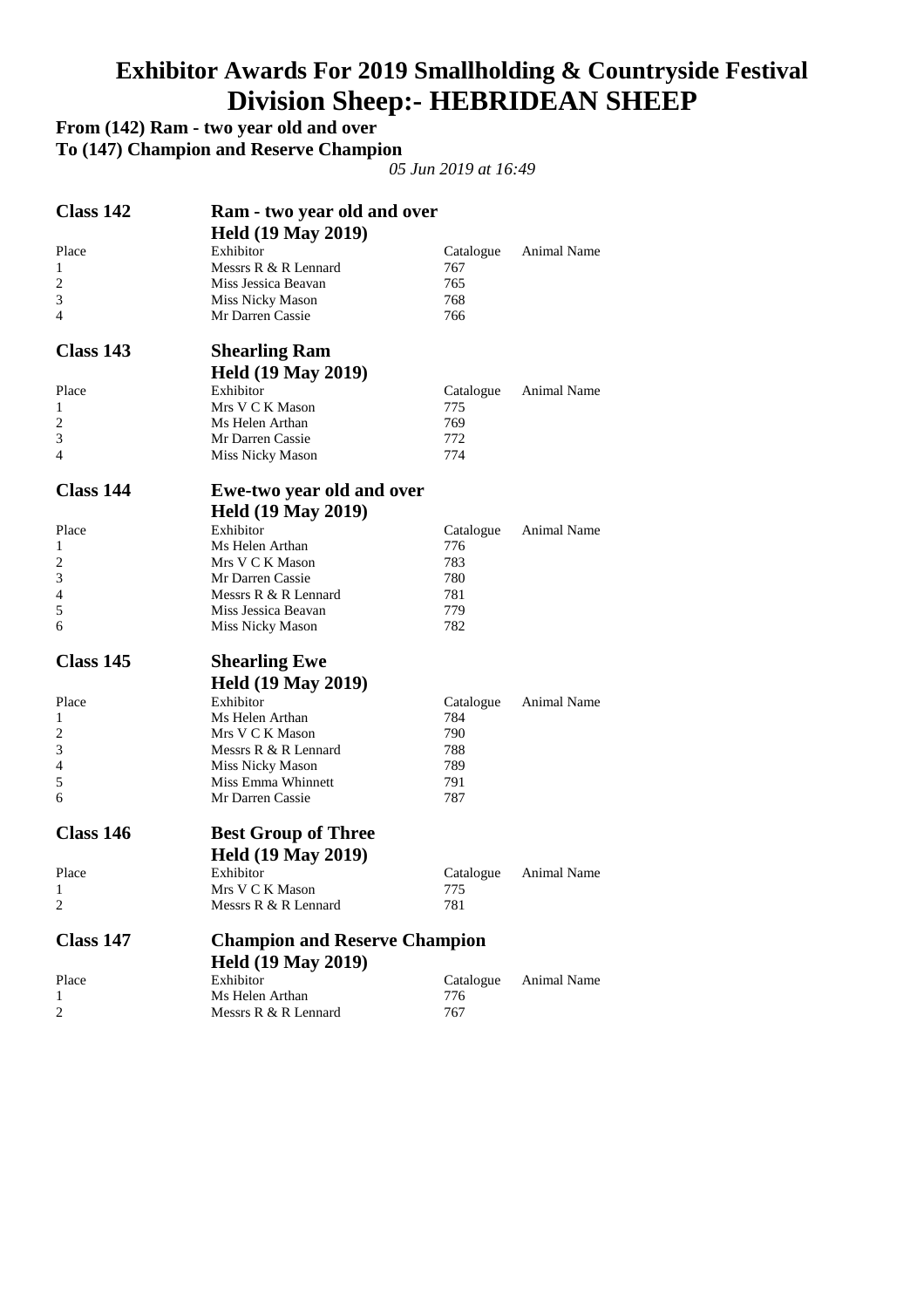# Exhibitor Awards For 2019 Smallholding & Countryside Festival
# Division Sheep:- HEBRIDEAN SHEEP

**From (142) Ram - two year old and over**
**To (147) Champion and Reserve Champion**

*05 Jun 2019 at 16:49*

## Class 142 — Ram - two year old and over
**Held (19 May 2019)**

| Place | Exhibitor | Catalogue | Animal Name |
|---|---|---|---|
| 1 | Messrs R & R Lennard | 767 | |
| 2 | Miss Jessica Beavan | 765 | |
| 3 | Miss Nicky Mason | 768 | |
| 4 | Mr Darren Cassie | 766 | |

## Class 143 — Shearling Ram
**Held (19 May 2019)**

| Place | Exhibitor | Catalogue | Animal Name |
|---|---|---|---|
| 1 | Mrs V C K Mason | 775 | |
| 2 | Ms Helen Arthan | 769 | |
| 3 | Mr Darren Cassie | 772 | |
| 4 | Miss Nicky Mason | 774 | |

## Class 144 — Ewe-two year old and over
**Held (19 May 2019)**

| Place | Exhibitor | Catalogue | Animal Name |
|---|---|---|---|
| 1 | Ms Helen Arthan | 776 | |
| 2 | Mrs V C K Mason | 783 | |
| 3 | Mr Darren Cassie | 780 | |
| 4 | Messrs R & R Lennard | 781 | |
| 5 | Miss Jessica Beavan | 779 | |
| 6 | Miss Nicky Mason | 782 | |

## Class 145 — Shearling Ewe
**Held (19 May 2019)**

| Place | Exhibitor | Catalogue | Animal Name |
|---|---|---|---|
| 1 | Ms Helen Arthan | 784 | |
| 2 | Mrs V C K Mason | 790 | |
| 3 | Messrs R & R Lennard | 788 | |
| 4 | Miss Nicky Mason | 789 | |
| 5 | Miss Emma Whinnett | 791 | |
| 6 | Mr Darren Cassie | 787 | |

## Class 146 — Best Group of Three
**Held (19 May 2019)**

| Place | Exhibitor | Catalogue | Animal Name |
|---|---|---|---|
| 1 | Mrs V C K Mason | 775 | |
| 2 | Messrs R & R Lennard | 781 | |

## Class 147 — Champion and Reserve Champion
**Held (19 May 2019)**

| Place | Exhibitor | Catalogue | Animal Name |
|---|---|---|---|
| 1 | Ms Helen Arthan | 776 | |
| 2 | Messrs R & R Lennard | 767 | |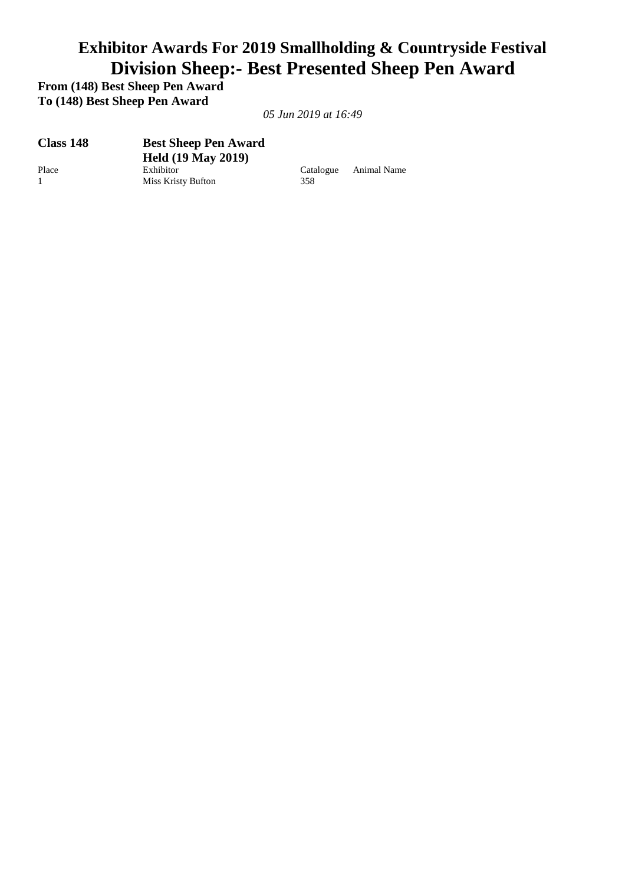# Exhibitor Awards For 2019 Smallholding & Countryside Festival

# Division Sheep:- Best Presented Sheep Pen Award

**From (148) Best Sheep Pen Award**
**To (148) Best Sheep Pen Award**

*05 Jun 2019 at 16:49*

**Class 148** **Best Sheep Pen Award**
**Held (19 May 2019)**

| Place | Exhibitor | Catalogue | Animal Name |
|---|---|---|---|
| 1 | Miss Kristy Bufton | 358 | |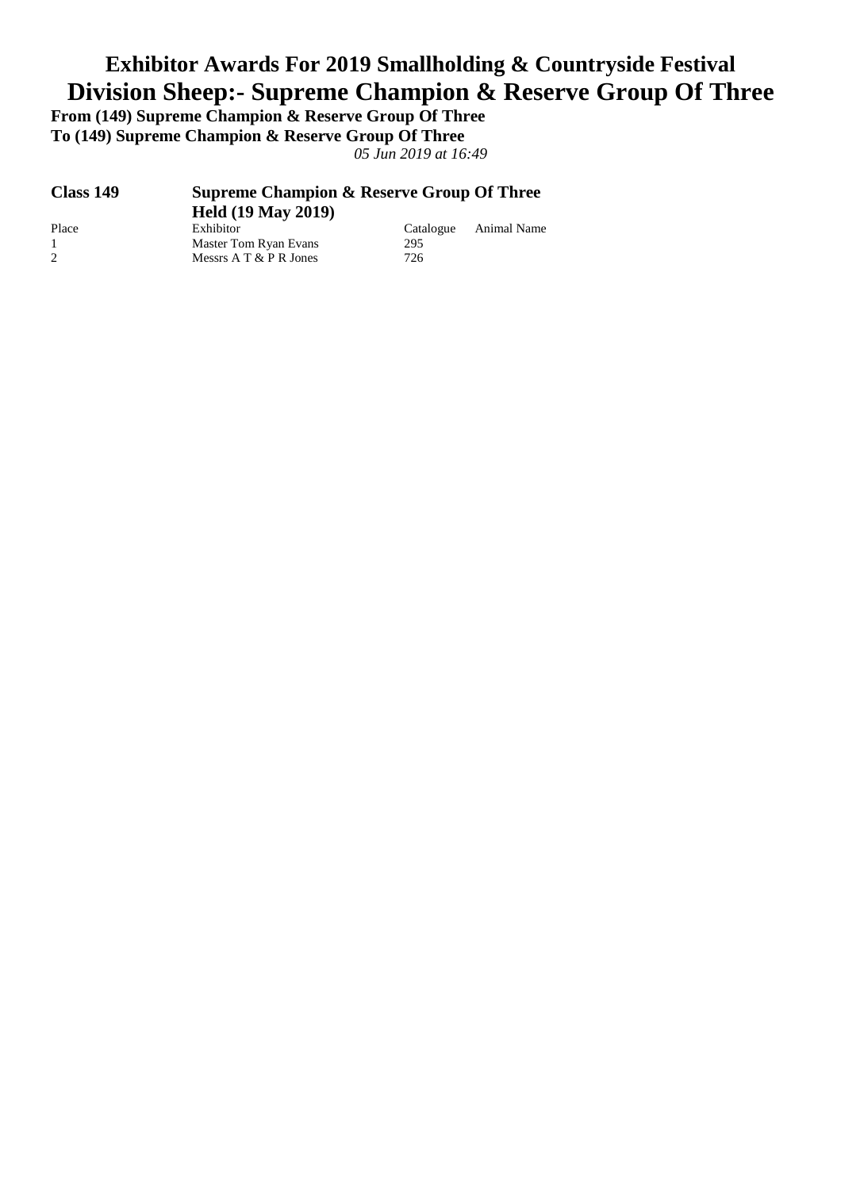# Exhibitor Awards For 2019 Smallholding & Countryside Festival

# Division Sheep:- Supreme Champion & Reserve Group Of Three

**From (149) Supreme Champion & Reserve Group Of Three**

**To (149) Supreme Champion & Reserve Group Of Three**

*05 Jun 2019 at 16:49*

## Class 149 — Supreme Champion & Reserve Group Of Three

**Held (19 May 2019)**

| Place | Exhibitor | Catalogue | Animal Name |
|---|---|---|---|
| 1 | Master Tom Ryan Evans | 295 | |
| 2 | Messrs A T & P R Jones | 726 | |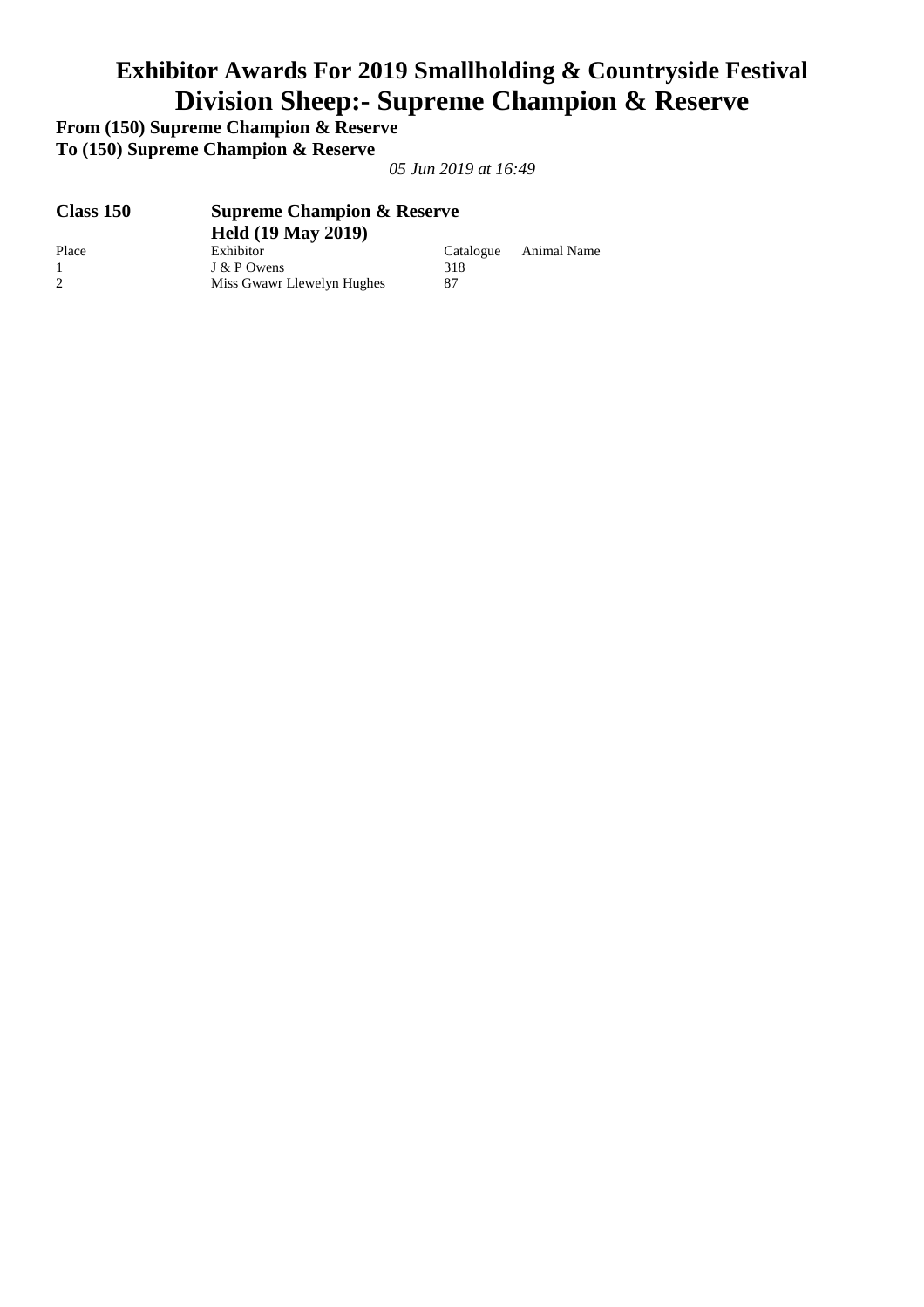# Exhibitor Awards For 2019 Smallholding & Countryside Festival
# Division Sheep:- Supreme Champion & Reserve

**From (150) Supreme Champion & Reserve**
**To (150) Supreme Champion & Reserve**

*05 Jun 2019 at 16:49*

## Class 150 — Supreme Champion & Reserve
### Held (19 May 2019)

| Place | Exhibitor | Catalogue | Animal Name |
|---|---|---|---|
| 1 | J & P Owens | 318 | |
| 2 | Miss Gwawr Llewelyn Hughes | 87 | |